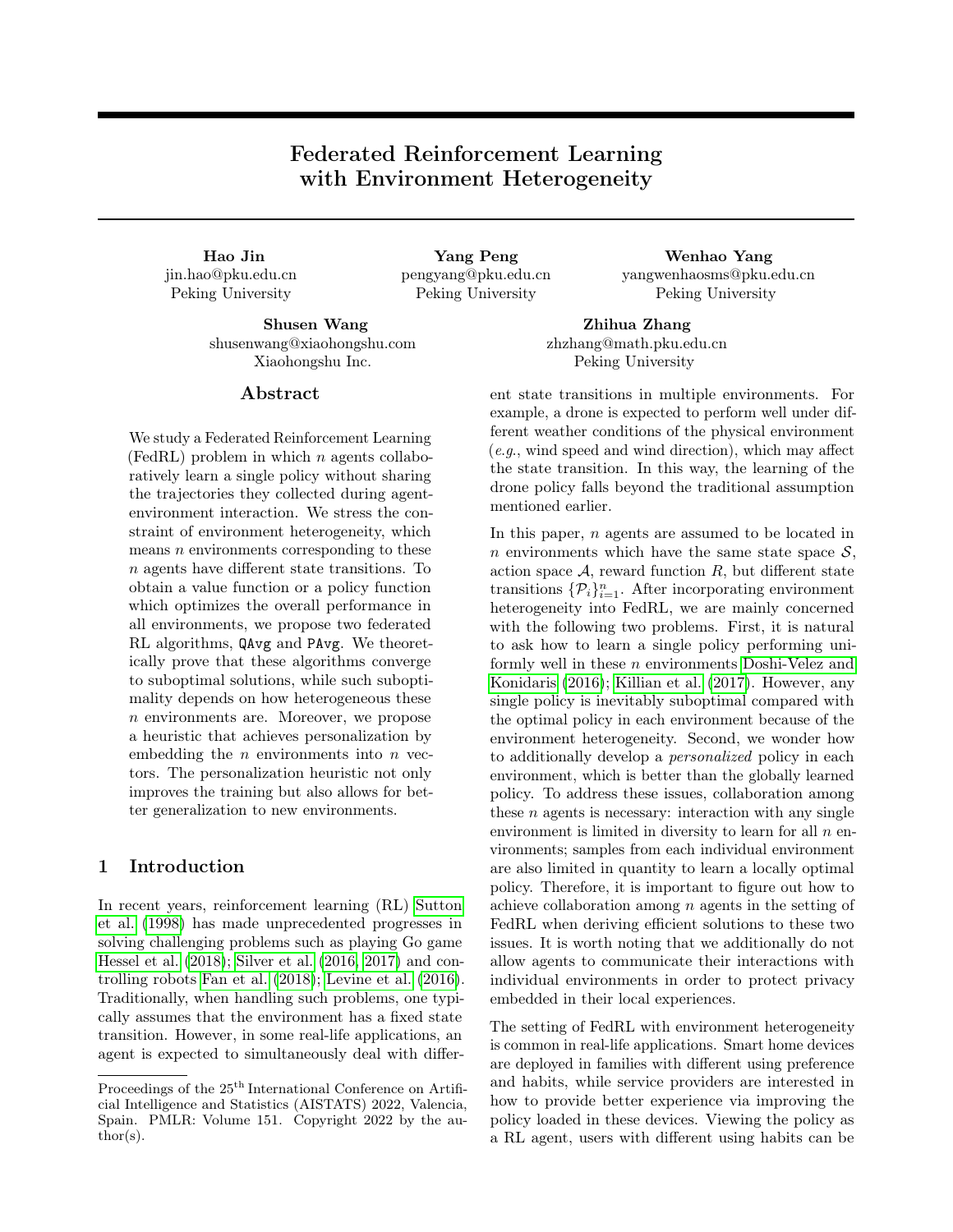# Federated Reinforcement Learning with Environment Heterogeneity

**Hao Jin**
jin.hao@pku.edu.cn
Peking University

**Yang Peng**
pengyang@pku.edu.cn
Peking University

**Wenhao Yang**
yangwenhaosms@pku.edu.cn
Peking University

**Shusen Wang**
shusenwang@xiaohongshu.com
Xiaohongshu Inc.

**Zhihua Zhang**
zhzhang@math.pku.edu.cn
Peking University

## Abstract

We study a Federated Reinforcement Learning (FedRL) problem in which $n$ agents collaboratively learn a single policy without sharing the trajectories they collected during agent-environment interaction. We stress the constraint of environment heterogeneity, which means $n$ environments corresponding to these $n$ agents have different state transitions. To obtain a value function or a policy function which optimizes the overall performance in all environments, we propose two federated RL algorithms, `QAvg` and `PAvg`. We theoretically prove that these algorithms converge to suboptimal solutions, while such suboptimality depends on how heterogeneous these $n$ environments are. Moreover, we propose a heuristic that achieves personalization by embedding the $n$ environments into $n$ vectors. The personalization heuristic not only improves the training but also allows for better generalization to new environments.

## 1 Introduction

In recent years, reinforcement learning (RL) Sutton et al. (1998) has made unprecedented progresses in solving challenging problems such as playing Go game Hessel et al. (2018); Silver et al. (2016, 2017) and controlling robots Fan et al. (2018); Levine et al. (2016). Traditionally, when handling such problems, one typically assumes that the environment has a fixed state transition. However, in some real-life applications, an agent is expected to simultaneously deal with different state transitions in multiple environments. For example, a drone is expected to perform well under different weather conditions of the physical environment (*e.g.*, wind speed and wind direction), which may affect the state transition. In this way, the learning of the drone policy falls beyond the traditional assumption mentioned earlier.

In this paper, $n$ agents are assumed to be located in $n$ environments which have the same state space $\mathcal{S}$, action space $\mathcal{A}$, reward function $R$, but different state transitions $\{\mathcal{P}_i\}_{i=1}^n$. After incorporating environment heterogeneity into FedRL, we are mainly concerned with the following two problems. First, it is natural to ask how to learn a single policy performing uniformly well in these $n$ environments Doshi-Velez and Konidaris (2016); Killian et al. (2017). However, any single policy is inevitably suboptimal compared with the optimal policy in each environment because of the environment heterogeneity. Second, we wonder how to additionally develop a *personalized* policy in each environment, which is better than the globally learned policy. To address these issues, collaboration among these $n$ agents is necessary: interaction with any single environment is limited in diversity to learn for all $n$ environments; samples from each individual environment are also limited in quantity to learn a locally optimal policy. Therefore, it is important to figure out how to achieve collaboration among $n$ agents in the setting of FedRL when deriving efficient solutions to these two issues. It is worth noting that we additionally do not allow agents to communicate their interactions with individual environments in order to protect privacy embedded in their local experiences.

The setting of FedRL with environment heterogeneity is common in real-life applications. Smart home devices are deployed in families with different using preference and habits, while service providers are interested in how to provide better experience via improving the policy loaded in these devices. Viewing the policy as a RL agent, users with different using habits can be

Proceedings of the 25th International Conference on Artificial Intelligence and Statistics (AISTATS) 2022, Valencia, Spain. PMLR: Volume 151. Copyright 2022 by the author(s).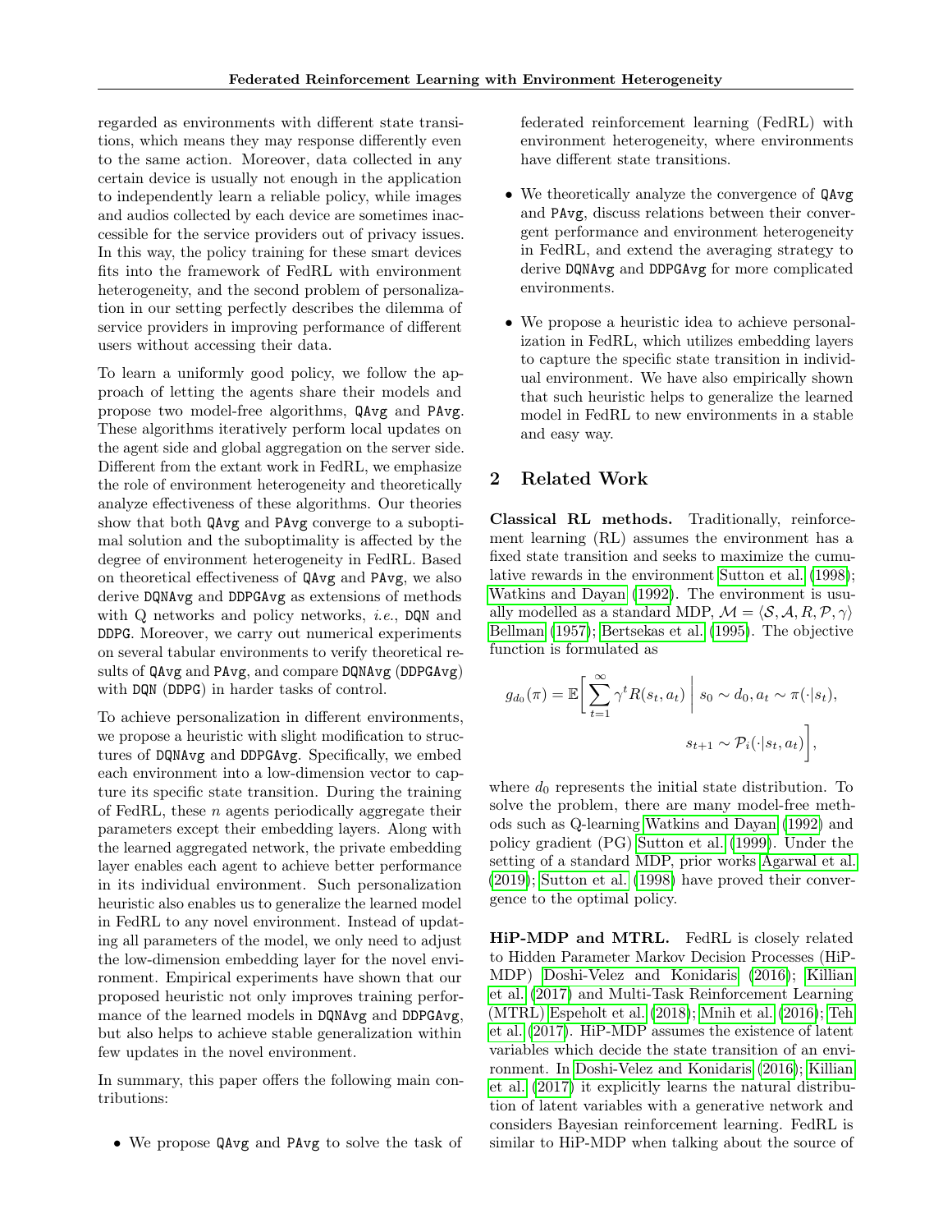regarded as environments with different state transitions, which means they may response differently even to the same action. Moreover, data collected in any certain device is usually not enough in the application to independently learn a reliable policy, while images and audios collected by each device are sometimes inaccessible for the service providers out of privacy issues. In this way, the policy training for these smart devices fits into the framework of FedRL with environment heterogeneity, and the second problem of personalization in our setting perfectly describes the dilemma of service providers in improving performance of different users without accessing their data.

To learn a uniformly good policy, we follow the approach of letting the agents share their models and propose two model-free algorithms, `QAvg` and `PAvg`. These algorithms iteratively perform local updates on the agent side and global aggregation on the server side. Different from the extant work in FedRL, we emphasize the role of environment heterogeneity and theoretically analyze effectiveness of these algorithms. Our theories show that both `QAvg` and `PAvg` converge to a suboptimal solution and the suboptimality is affected by the degree of environment heterogeneity in FedRL. Based on theoretical effectiveness of `QAvg` and `PAvg`, we also derive `DQNAvg` and `DDPGAvg` as extensions of methods with Q networks and policy networks, *i.e.*, `DQN` and `DDPG`. Moreover, we carry out numerical experiments on several tabular environments to verify theoretical results of `QAvg` and `PAvg`, and compare `DQNAvg` (`DDPGAvg`) with `DQN` (`DDPG`) in harder tasks of control.

To achieve personalization in different environments, we propose a heuristic with slight modification to structures of `DQNAvg` and `DDPGAvg`. Specifically, we embed each environment into a low-dimension vector to capture its specific state transition. During the training of FedRL, these $n$ agents periodically aggregate their parameters except their embedding layers. Along with the learned aggregated network, the private embedding layer enables each agent to achieve better performance in its individual environment. Such personalization heuristic also enables us to generalize the learned model in FedRL to any novel environment. Instead of updating all parameters of the model, we only need to adjust the low-dimension embedding layer for the novel environment. Empirical experiments have shown that our proposed heuristic not only improves training performance of the learned models in `DQNAvg` and `DDPGAvg`, but also helps to achieve stable generalization within few updates in the novel environment.

In summary, this paper offers the following main contributions:

- We propose `QAvg` and `PAvg` to solve the task of federated reinforcement learning (FedRL) with environment heterogeneity, where environments have different state transitions.
- We theoretically analyze the convergence of `QAvg` and `PAvg`, discuss relations between their convergent performance and environment heterogeneity in FedRL, and extend the averaging strategy to derive `DQNAvg` and `DDPGAvg` for more complicated environments.
- We propose a heuristic idea to achieve personalization in FedRL, which utilizes embedding layers to capture the specific state transition in individual environment. We have also empirically shown that such heuristic helps to generalize the learned model in FedRL to new environments in a stable and easy way.

## 2 Related Work

**Classical RL methods.** Traditionally, reinforcement learning (RL) assumes the environment has a fixed state transition and seeks to maximize the cumulative rewards in the environment Sutton et al. (1998); Watkins and Dayan (1992). The environment is usually modelled as a standard MDP, $\mathcal{M} = \langle \mathcal{S}, \mathcal{A}, R, \mathcal{P}, \gamma \rangle$ Bellman (1957); Bertsekas et al. (1995). The objective function is formulated as

$$
g_{d_0}(\pi) = \mathbb{E}\Big[\sum_{t=1}^{\infty} \gamma^t R(s_t, a_t) \,\Big|\, s_0 \sim d_0, a_t \sim \pi(\cdot|s_t), s_{t+1} \sim \mathcal{P}_i(\cdot|s_t, a_t)\Big],
$$

where $d_0$ represents the initial state distribution. To solve the problem, there are many model-free methods such as Q-learning Watkins and Dayan (1992) and policy gradient (PG) Sutton et al. (1999). Under the setting of a standard MDP, prior works Agarwal et al. (2019); Sutton et al. (1998) have proved their convergence to the optimal policy.

**HiP-MDP and MTRL.** FedRL is closely related to Hidden Parameter Markov Decision Processes (HiP-MDP) Doshi-Velez and Konidaris (2016); Killian et al. (2017) and Multi-Task Reinforcement Learning (MTRL) Espeholt et al. (2018); Mnih et al. (2016); Teh et al. (2017). HiP-MDP assumes the existence of latent variables which decide the state transition of an environment. In Doshi-Velez and Konidaris (2016); Killian et al. (2017) it explicitly learns the natural distribution of latent variables with a generative network and considers Bayesian reinforcement learning. FedRL is similar to HiP-MDP when talking about the source of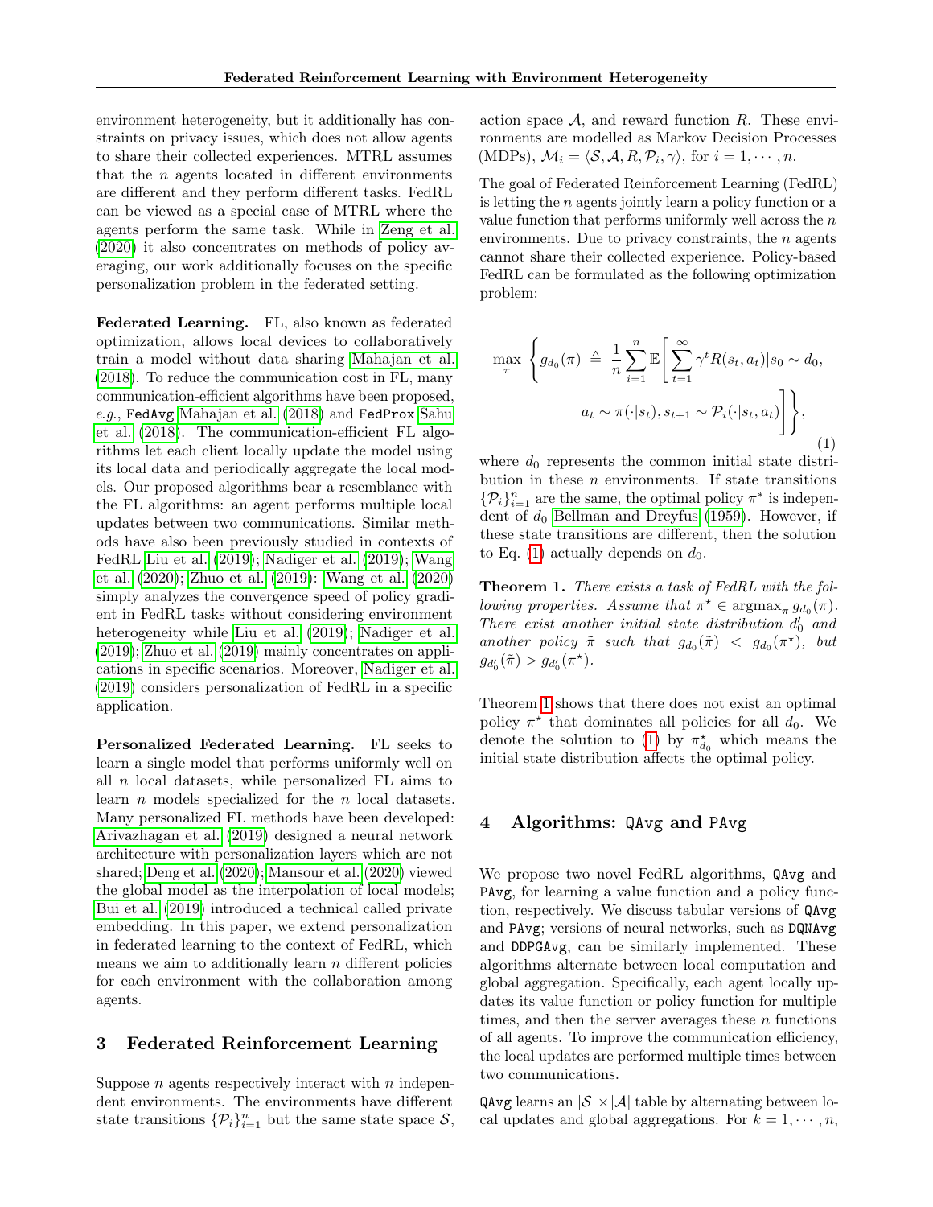environment heterogeneity, but it additionally has constraints on privacy issues, which does not allow agents to share their collected experiences. MTRL assumes that the $n$ agents located in different environments are different and they perform different tasks. FedRL can be viewed as a special case of MTRL where the agents perform the same task. While in Zeng et al. (2020) it also concentrates on methods of policy averaging, our work additionally focuses on the specific personalization problem in the federated setting.

**Federated Learning.** FL, also known as federated optimization, allows local devices to collaboratively train a model without data sharing Mahajan et al. (2018). To reduce the communication cost in FL, many communication-efficient algorithms have been proposed, *e.g.*, `FedAvg` Mahajan et al. (2018) and `FedProx` Sahu et al. (2018). The communication-efficient FL algorithms let each client locally update the model using its local data and periodically aggregate the local models. Our proposed algorithms bear a resemblance with the FL algorithms: an agent performs multiple local updates between two communications. Similar methods have also been previously studied in contexts of FedRL Liu et al. (2019); Nadiger et al. (2019); Wang et al. (2020); Zhuo et al. (2019): Wang et al. (2020) simply analyzes the convergence speed of policy gradient in FedRL tasks without considering environment heterogeneity while Liu et al. (2019); Nadiger et al. (2019); Zhuo et al. (2019) mainly concentrates on applications in specific scenarios. Moreover, Nadiger et al. (2019) considers personalization of FedRL in a specific application.

**Personalized Federated Learning.** FL seeks to learn a single model that performs uniformly well on all $n$ local datasets, while personalized FL aims to learn $n$ models specialized for the $n$ local datasets. Many personalized FL methods have been developed: Arivazhagan et al. (2019) designed a neural network architecture with personalization layers which are not shared; Deng et al. (2020); Mansour et al. (2020) viewed the global model as the interpolation of local models; Bui et al. (2019) introduced a technical called private embedding. In this paper, we extend personalization in federated learning to the context of FedRL, which means we aim to additionally learn $n$ different policies for each environment with the collaboration among agents.

## 3 Federated Reinforcement Learning

Suppose $n$ agents respectively interact with $n$ independent environments. The environments have different state transitions $\{\mathcal{P}_i\}_{i=1}^n$ but the same state space $\mathcal{S}$, action space $\mathcal{A}$, and reward function $R$. These environments are modelled as Markov Decision Processes (MDPs), $\mathcal{M}_i = \langle \mathcal{S}, \mathcal{A}, R, \mathcal{P}_i, \gamma \rangle$, for $i = 1, \cdots, n$.

The goal of Federated Reinforcement Learning (FedRL) is letting the $n$ agents jointly learn a policy function or a value function that performs uniformly well across the $n$ environments. Due to privacy constraints, the $n$ agents cannot share their collected experience. Policy-based FedRL can be formulated as the following optimization problem:

$$\max_{\pi} \left\{ g_{d_0}(\pi) \triangleq \frac{1}{n} \sum_{i=1}^{n} \mathbb{E}\left[ \sum_{t=1}^{\infty} \gamma^t R(s_t, a_t) | s_0 \sim d_0, \right. \right. \\ \left. \left. a_t \sim \pi(\cdot|s_t), s_{t+1} \sim \mathcal{P}_i(\cdot|s_t, a_t) \right] \right\}, \tag{1}$$

where $d_0$ represents the common initial state distribution in these $n$ environments. If state transitions $\{\mathcal{P}_i\}_{i=1}^n$ are the same, the optimal policy $\pi^*$ is independent of $d_0$ Bellman and Dreyfus (1959). However, if these state transitions are different, then the solution to Eq. (1) actually depends on $d_0$.

**Theorem 1.** *There exists a task of FedRL with the following properties. Assume that $\pi^\star \in \mathrm{argmax}_\pi\, g_{d_0}(\pi)$. There exist another initial state distribution $d_0'$ and another policy $\tilde{\pi}$ such that $g_{d_0}(\tilde{\pi}) < g_{d_0}(\pi^\star)$, but $g_{d_0'}(\tilde{\pi}) > g_{d_0'}(\pi^\star)$.*

Theorem 1 shows that there does not exist an optimal policy $\pi^\star$ that dominates all policies for all $d_0$. We denote the solution to (1) by $\pi^\star_{d_0}$ which means the initial state distribution affects the optimal policy.

## 4 Algorithms: `QAvg` and `PAvg`

We propose two novel FedRL algorithms, `QAvg` and `PAvg`, for learning a value function and a policy function, respectively. We discuss tabular versions of `QAvg` and `PAvg`; versions of neural networks, such as `DQNAvg` and `DDPGAvg`, can be similarly implemented. These algorithms alternate between local computation and global aggregation. Specifically, each agent locally updates its value function or policy function for multiple times, and then the server averages these $n$ functions of all agents. To improve the communication efficiency, the local updates are performed multiple times between two communications.

`QAvg` learns an $|\mathcal{S}| \times |\mathcal{A}|$ table by alternating between local updates and global aggregations. For $k = 1, \cdots, n$,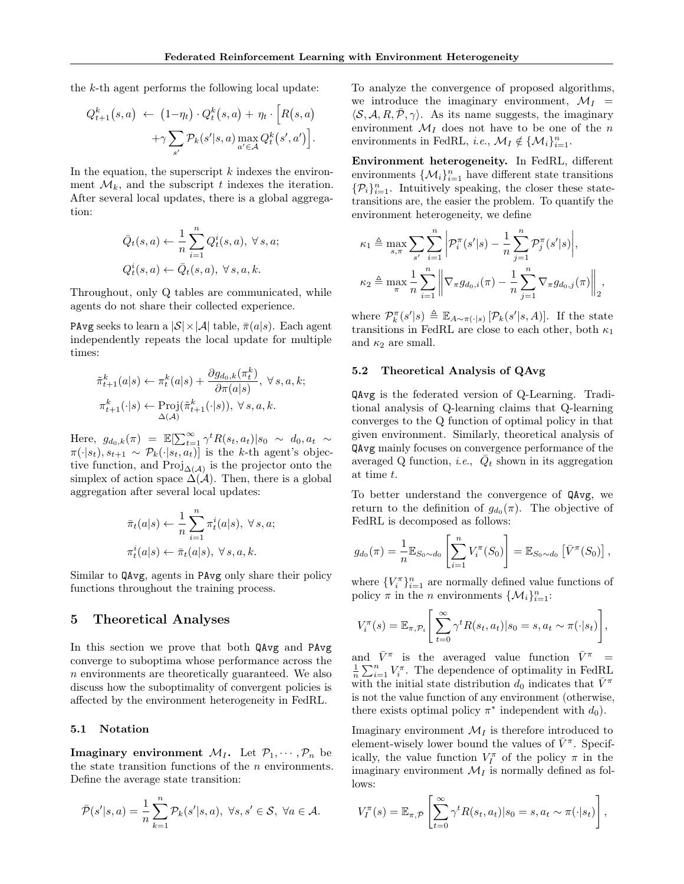the $k$-th agent performs the following local update:

$$Q_{t+1}^k(s,a) \leftarrow (1-\eta_t) \cdot Q_t^k(s,a) + \eta_t \cdot \Big[R(s,a) + \gamma \sum_{s'} \mathcal{P}_k(s'|s,a) \max_{a' \in \mathcal{A}} Q_t^k(s',a')\Big].$$

In the equation, the superscript $k$ indexes the environment $\mathcal{M}_k$, and the subscript $t$ indexes the iteration. After several local updates, there is a global aggregation:

$$\bar{Q}_t(s,a) \leftarrow \frac{1}{n}\sum_{i=1}^n Q_t^i(s,a), \ \forall\, s,a;$$
$$Q_t^i(s,a) \leftarrow \bar{Q}_t(s,a), \ \forall\, s,a,k.$$

Throughout, only Q tables are communicated, while agents do not share their collected experience.

PAvg seeks to learn a $|\mathcal{S}| \times |\mathcal{A}|$ table, $\bar{\pi}(a|s)$. Each agent independently repeats the local update for multiple times:

$$\tilde{\pi}_{t+1}^k(a|s) \leftarrow \pi_t^k(a|s) + \frac{\partial g_{d_0,k}(\pi_t^k)}{\partial \pi(a|s)}, \ \forall\, s,a,k;$$
$$\pi_{t+1}^k(\cdot|s) \leftarrow \underset{\Delta(\mathcal{A})}{\mathrm{Proj}}(\tilde{\pi}_{t+1}^k(\cdot|s)), \ \forall\, s,a,k.$$

Here, $g_{d_0,k}(\pi) = \mathbb{E}[\sum_{t=1}^\infty \gamma^t R(s_t,a_t)|s_0 \sim d_0, a_t \sim \pi(\cdot|s_t), s_{t+1} \sim \mathcal{P}_k(\cdot|s_t,a_t)]$ is the $k$-th agent's objective function, and $\mathrm{Proj}_{\Delta(\mathcal{A})}$ is the projector onto the simplex of action space $\Delta(\mathcal{A})$. Then, there is a global aggregation after several local updates:

$$\bar{\pi}_t(a|s) \leftarrow \frac{1}{n}\sum_{i=1}^n \pi_t^i(a|s), \ \forall\, s,a;$$
$$\pi_t^i(a|s) \leftarrow \bar{\pi}_t(a|s), \ \forall\, s,a,k.$$

Similar to QAvg, agents in PAvg only share their policy functions throughout the training process.

# 5 Theoretical Analyses

In this section we prove that both QAvg and PAvg converge to suboptima whose performance across the $n$ environments are theoretically guaranteed. We also discuss how the suboptimality of convergent policies is affected by the environment heterogeneity in FedRL.

## 5.1 Notation

**Imaginary environment $\mathcal{M}_I$.** Let $\mathcal{P}_1, \cdots, \mathcal{P}_n$ be the state transition functions of the $n$ environments. Define the average state transition:

$$\bar{\mathcal{P}}(s'|s,a) = \frac{1}{n}\sum_{k=1}^n \mathcal{P}_k(s'|s,a), \ \forall s,s' \in \mathcal{S}, \ \forall a \in \mathcal{A}.$$

To analyze the convergence of proposed algorithms, we introduce the imaginary environment, $\mathcal{M}_I = \langle \mathcal{S}, \mathcal{A}, R, \bar{\mathcal{P}}, \gamma \rangle$. As its name suggests, the imaginary environment $\mathcal{M}_I$ does not have to be one of the $n$ environments in FedRL, *i.e.*, $\mathcal{M}_I \notin \{\mathcal{M}_i\}_{i=1}^n$.

**Environment heterogeneity.** In FedRL, different environments $\{\mathcal{M}_i\}_{i=1}^n$ have different state transitions $\{\mathcal{P}_i\}_{i=1}^n$. Intuitively speaking, the closer these state-transitions are, the easier the problem. To quantify the environment heterogeneity, we define

$$\kappa_1 \triangleq \max_{s,\pi} \sum_{s'} \sum_{i=1}^n \left| \mathcal{P}_i^\pi(s'|s) - \frac{1}{n}\sum_{j=1}^n \mathcal{P}_j^\pi(s'|s) \right|,$$
$$\kappa_2 \triangleq \max_{\pi} \frac{1}{n}\sum_{i=1}^n \left\| \nabla_\pi g_{d_0,i}(\pi) - \frac{1}{n}\sum_{j=1}^n \nabla_\pi g_{d_0,j}(\pi) \right\|_2,$$

where $\mathcal{P}_k^\pi(s'|s) \triangleq \mathbb{E}_{A \sim \pi(\cdot|s)}\left[\mathcal{P}_k(s'|s,A)\right]$. If the state transitions in FedRL are close to each other, both $\kappa_1$ and $\kappa_2$ are small.

## 5.2 Theoretical Analysis of QAvg

QAvg is the federated version of Q-Learning. Traditional analysis of Q-learning claims that Q-learning converges to the Q function of optimal policy in that given environment. Similarly, theoretical analysis of QAvg mainly focuses on convergence performance of the averaged Q function, *i.e.*, $\bar{Q}_t$ shown in its aggregation at time $t$.

To better understand the convergence of QAvg, we return to the definition of $g_{d_0}(\pi)$. The objective of FedRL is decomposed as follows:

$$g_{d_0}(\pi) = \frac{1}{n}\mathbb{E}_{S_0 \sim d_0}\left[\sum_{i=1}^n V_i^\pi(S_0)\right] = \mathbb{E}_{S_0 \sim d_0}\left[\bar{V}^\pi(S_0)\right],$$

where $\{V_i^\pi\}_{i=1}^n$ are normally defined value functions of policy $\pi$ in the $n$ environments $\{\mathcal{M}_i\}_{i=1}^n$:

$$V_i^\pi(s) = \mathbb{E}_{\pi,\mathcal{P}_i}\left[\sum_{t=0}^\infty \gamma^t R(s_t,a_t)|s_0 = s, a_t \sim \pi(\cdot|s_t)\right],$$

and $\bar{V}^\pi$ is the averaged value function $\bar{V}^\pi = \frac{1}{n}\sum_{i=1}^n V_i^\pi$. The dependence of optimality in FedRL with the initial state distribution $d_0$ indicates that $\bar{V}^\pi$ is not the value function of any environment (otherwise, there exists optimal policy $\pi^*$ independent with $d_0$).

Imaginary environment $\mathcal{M}_I$ is therefore introduced to element-wisely lower bound the values of $\bar{V}^\pi$. Specifically, the value function $V_I^\pi$ of the policy $\pi$ in the imaginary environment $\mathcal{M}_I$ is normally defined as follows:

$$V_I^\pi(s) = \mathbb{E}_{\pi,\bar{\mathcal{P}}}\left[\sum_{t=0}^\infty \gamma^t R(s_t,a_t)|s_0 = s, a_t \sim \pi(\cdot|s_t)\right],$$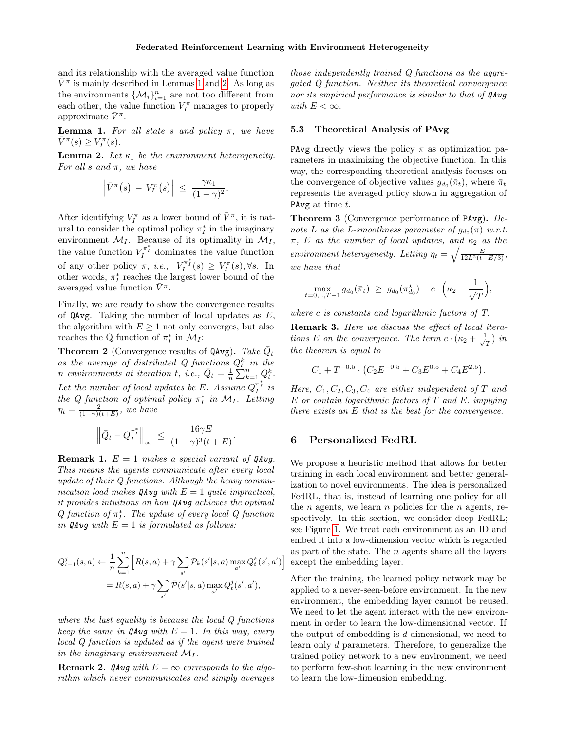and its relationship with the averaged value function $\bar{V}^\pi$ is mainly described in Lemmas 1 and 2. As long as the environments $\{\mathcal{M}_i\}_{i=1}^n$ are not too different from each other, the value function $V_I^\pi$ manages to properly approximate $\bar{V}^\pi$.

**Lemma 1.** *For all state $s$ and policy $\pi$, we have $\bar{V}^\pi(s) \geq V_I^\pi(s)$.*

**Lemma 2.** *Let $\kappa_1$ be the environment heterogeneity. For all $s$ and $\pi$, we have*

$$\left|\bar{V}^\pi(s) - V_I^\pi(s)\right| \leq \frac{\gamma \kappa_1}{(1-\gamma)^2}.$$

After identifying $V_I^\pi$ as a lower bound of $\bar{V}^\pi$, it is natural to consider the optimal policy $\pi_I^*$ in the imaginary environment $\mathcal{M}_I$. Because of its optimality in $\mathcal{M}_I$, the value function $V_I^{\pi_I^*}$ dominates the value function of any other policy $\pi$, *i.e.*, $V_I^{\pi_I^*}(s) \geq V_I^\pi(s), \forall s$. In other words, $\pi_I^*$ reaches the largest lower bound of the averaged value function $\bar{V}^\pi$.

Finally, we are ready to show the convergence results of QAvg. Taking the number of local updates as $E$, the algorithm with $E \geq 1$ not only converges, but also reaches the Q function of $\pi_I^*$ in $\mathcal{M}_I$:

**Theorem 2** (Convergence results of QAvg)**.** *Take $\bar{Q}_t$ as the average of distributed Q functions $Q_t^k$ in the $n$ environments at iteration $t$, i.e., $\bar{Q}_t = \frac{1}{n}\sum_{k=1}^n Q_t^k$. Let the number of local updates be $E$. Assume $Q_I^{\pi_I^*}$ is the Q function of optimal policy $\pi_I^*$ in $\mathcal{M}_I$. Letting $\eta_t = \frac{2}{(1-\gamma)(t+E)}$, we have*

$$\left\|\bar{Q}_t - Q_I^{\pi_I^*}\right\|_\infty \leq \frac{16\gamma E}{(1-\gamma)^3(t+E)}.$$

**Remark 1.** *$E = 1$ makes a special variant of QAvg. This means the agents communicate after every local update of their Q functions. Although the heavy communication load makes QAvg with $E = 1$ quite impractical, it provides intuitions on how QAvg achieves the optimal Q function of $\pi_I^*$. The update of every local Q function in QAvg with $E = 1$ is formulated as follows:*

$$\begin{aligned} Q_{t+1}^j(s,a) &\leftarrow \frac{1}{n}\sum_{k=1}^n \Big[R(s,a) + \gamma \sum_{s'} \mathcal{P}_k(s'|s,a) \max_{a'} Q_t^k(s',a')\Big] \\ &= R(s,a) + \gamma \sum_{s'} \bar{\mathcal{P}}(s'|s,a) \max_{a'} Q_t^j(s',a'), \end{aligned}$$

*where the last equality is because the local Q functions keep the same in QAvg with $E = 1$. In this way, every local Q function is updated as if the agent were trained in the imaginary environment $\mathcal{M}_I$.*

**Remark 2.** *QAvg with $E = \infty$ corresponds to the algorithm which never communicates and simply averages those independently trained Q functions as the aggregated Q function. Neither its theoretical convergence nor its empirical performance is similar to that of QAvg with $E < \infty$.*

### 5.3 Theoretical Analysis of PAvg

PAvg directly views the policy $\pi$ as optimization parameters in maximizing the objective function. In this way, the corresponding theoretical analysis focuses on the convergence of objective values $g_{d_0}(\bar{\pi}_t)$, where $\bar{\pi}_t$ represents the averaged policy shown in aggregation of PAvg at time $t$.

**Theorem 3** (Convergence performance of PAvg)**.** *Denote $L$ as the L-smoothness parameter of $g_{d_0}(\pi)$ w.r.t. $\pi$, $E$ as the number of local updates, and $\kappa_2$ as the environment heterogeneity. Letting $\eta_t = \sqrt{\frac{E}{12L^2(t+E/3)}}$, we have that*

$$\max_{t=0,..,T-1} g_{d_0}(\bar{\pi}_t) \geq g_{d_0}(\pi_{d_0}^\star) - c \cdot \Big(\kappa_2 + \frac{1}{\sqrt{T}}\Big),$$

*where $c$ is constants and logarithmic factors of $T$.*

**Remark 3.** *Here we discuss the effect of local iterations $E$ on the convergence. The term $c \cdot (\kappa_2 + \frac{1}{\sqrt{T}})$ in the theorem is equal to*

$$C_1 + T^{-0.5} \cdot \big(C_2 E^{-0.5} + C_3 E^{0.5} + C_4 E^{2.5}\big).$$

*Here, $C_1, C_2, C_3, C_4$ are either independent of $T$ and $E$ or contain logarithmic factors of $T$ and $E$, implying there exists an $E$ that is the best for the convergence.*

## 6 Personalized FedRL

We propose a heuristic method that allows for better training in each local environment and better generalization to novel environments. The idea is personalized FedRL, that is, instead of learning one policy for all the $n$ agents, we learn $n$ policies for the $n$ agents, respectively. In this section, we consider deep FedRL; see Figure 1. We treat each environment as an ID and embed it into a low-dimension vector which is regarded as part of the state. The $n$ agents share all the layers except the embedding layer.

After the training, the learned policy network may be applied to a never-seen-before environment. In the new environment, the embedding layer cannot be reused. We need to let the agent interact with the new environment in order to learn the low-dimensional vector. If the output of embedding is $d$-dimensional, we need to learn only $d$ parameters. Therefore, to generalize the trained policy network to a new environment, we need to perform few-shot learning in the new environment to learn the low-dimension embedding.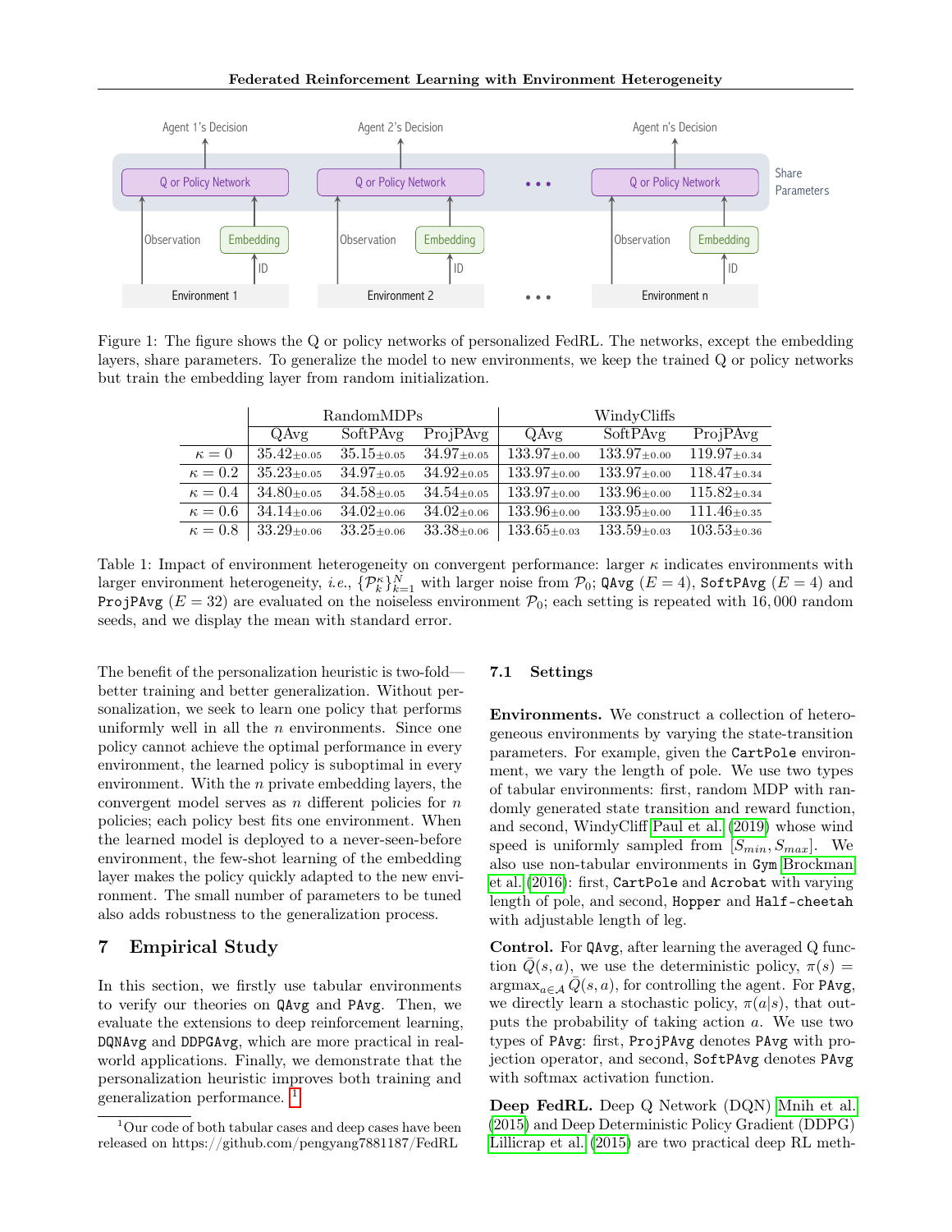Agent 1's Decision

Agent 2's Decision

Agent n's Decision

Q or Policy Network

Q or Policy Network

Q or Policy Network

Share Parameters

Observation

Embedding

ID

Observation

Embedding

ID

Observation

Embedding

ID

Environment 1

Environment 2

Environment n

Figure 1: The figure shows the Q or policy networks of personalized FedRL. The networks, except the embedding layers, share parameters. To generalize the model to new environments, we keep the trained Q or policy networks but train the embedding layer from random initialization.

| | RandomMDPs | | | WindyCliffs | | |
|---|---|---|---|---|---|---|
| | QAvg | SoftPAvg | ProjPAvg | QAvg | SoftPAvg | ProjPAvg |
| $\kappa = 0$ | $35.42_{\pm 0.05}$ | $35.15_{\pm 0.05}$ | $34.97_{\pm 0.05}$ | $133.97_{\pm 0.00}$ | $133.97_{\pm 0.00}$ | $119.97_{\pm 0.34}$ |
| $\kappa = 0.2$ | $35.23_{\pm 0.05}$ | $34.97_{\pm 0.05}$ | $34.92_{\pm 0.05}$ | $133.97_{\pm 0.00}$ | $133.97_{\pm 0.00}$ | $118.47_{\pm 0.34}$ |
| $\kappa = 0.4$ | $34.80_{\pm 0.05}$ | $34.58_{\pm 0.05}$ | $34.54_{\pm 0.05}$ | $133.97_{\pm 0.00}$ | $133.96_{\pm 0.00}$ | $115.82_{\pm 0.34}$ |
| $\kappa = 0.6$ | $34.14_{\pm 0.06}$ | $34.02_{\pm 0.06}$ | $34.02_{\pm 0.06}$ | $133.96_{\pm 0.00}$ | $133.95_{\pm 0.00}$ | $111.46_{\pm 0.35}$ |
| $\kappa = 0.8$ | $33.29_{\pm 0.06}$ | $33.25_{\pm 0.06}$ | $33.38_{\pm 0.06}$ | $133.65_{\pm 0.03}$ | $133.59_{\pm 0.03}$ | $103.53_{\pm 0.36}$ |

Table 1: Impact of environment heterogeneity on convergent performance: larger $\kappa$ indicates environments with larger environment heterogeneity, *i.e.*, $\{\mathcal{P}_k^\kappa\}_{k=1}^N$ with larger noise from $\mathcal{P}_0$; `QAvg` ($E = 4$), `SoftPAvg` ($E = 4$) and `ProjPAvg` ($E = 32$) are evaluated on the noiseless environment $\mathcal{P}_0$; each setting is repeated with 16,000 random seeds, and we display the mean with standard error.

The benefit of the personalization heuristic is two-fold—better training and better generalization. Without personalization, we seek to learn one policy that performs uniformly well in all the $n$ environments. Since one policy cannot achieve the optimal performance in every environment, the learned policy is suboptimal in every environment. With the $n$ private embedding layers, the convergent model serves as $n$ different policies for $n$ policies; each policy best fits one environment. When the learned model is deployed to a never-seen-before environment, the few-shot learning of the embedding layer makes the policy quickly adapted to the new environment. The small number of parameters to be tuned also adds robustness to the generalization process.

# 7 Empirical Study

In this section, we firstly use tabular environments to verify our theories on `QAvg` and `PAvg`. Then, we evaluate the extensions to deep reinforcement learning, `DQNAvg` and `DDPGAvg`, which are more practical in real-world applications. Finally, we demonstrate that the personalization heuristic improves both training and generalization performance. [1]

[1] Our code of both tabular cases and deep cases have been released on https://github.com/pengyang7881187/FedRL

## 7.1 Settings

**Environments.** We construct a collection of heterogeneous environments by varying the state-transition parameters. For example, given the `CartPole` environment, we vary the length of pole. We use two types of tabular environments: first, random MDP with randomly generated state transition and reward function, and second, WindyCliff Paul et al. (2019) whose wind speed is uniformly sampled from $[S_{min}, S_{max}]$. We also use non-tabular environments in `Gym` Brockman et al. (2016): first, `CartPole` and `Acrobat` with varying length of pole, and second, `Hopper` and `Half-cheetah` with adjustable length of leg.

**Control.** For `QAvg`, after learning the averaged Q function $\bar{Q}(s, a)$, we use the deterministic policy, $\pi(s) = \text{argmax}_{a \in \mathcal{A}} \bar{Q}(s, a)$, for controlling the agent. For `PAvg`, we directly learn a stochastic policy, $\pi(a|s)$, that outputs the probability of taking action $a$. We use two types of `PAvg`: first, `ProjPAvg` denotes `PAvg` with projection operator, and second, `SoftPAvg` denotes `PAvg` with softmax activation function.

**Deep FedRL.** Deep Q Network (DQN) Mnih et al. (2015) and Deep Deterministic Policy Gradient (DDPG) Lillicrap et al. (2015) are two practical deep RL meth-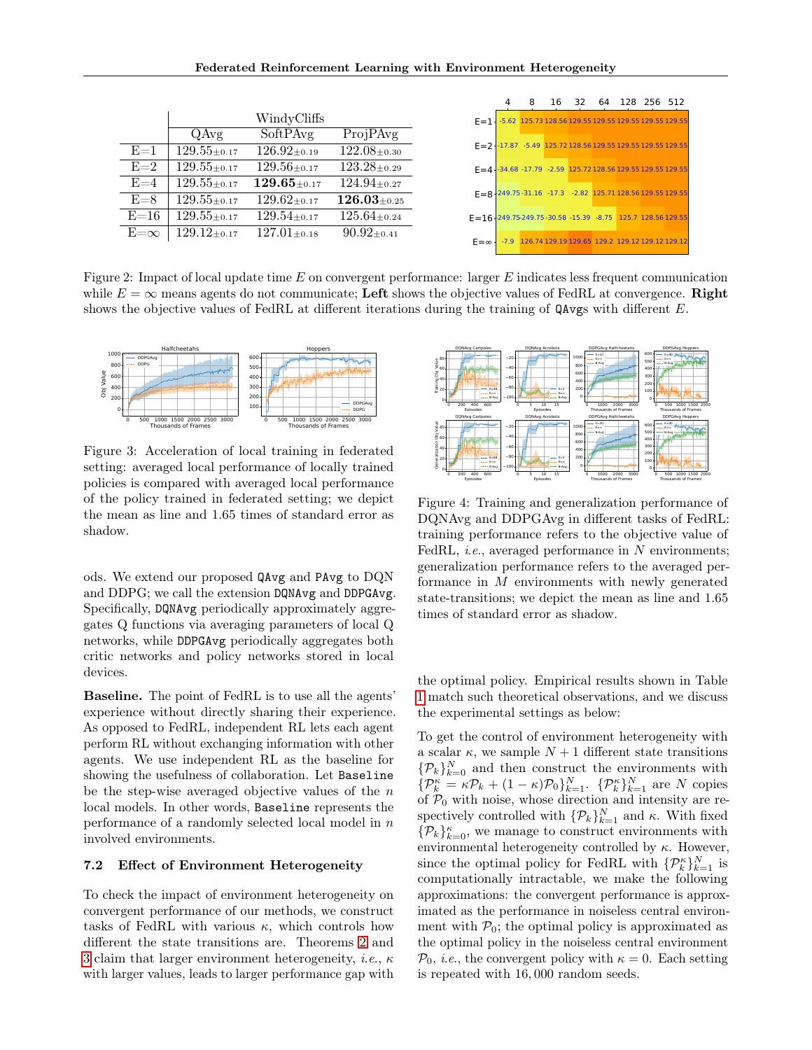| | WindyCliffs | | |
|---|---|---|---|
| | QAvg | SoftPAvg | ProjPAvg |
| E=1 | 129.55$_{\pm 0.17}$ | 126.92$_{\pm 0.19}$ | 122.08$_{\pm 0.30}$ |
| E=2 | 129.55$_{\pm 0.17}$ | 129.56$_{\pm 0.17}$ | 123.28$_{\pm 0.29}$ |
| E=4 | 129.55$_{\pm 0.17}$ | **129.65**$_{\pm 0.17}$ | 124.94$_{\pm 0.27}$ |
| E=8 | 129.55$_{\pm 0.17}$ | 129.62$_{\pm 0.17}$ | **126.03**$_{\pm 0.25}$ |
| E=16 | 129.55$_{\pm 0.17}$ | 129.54$_{\pm 0.17}$ | 125.64$_{\pm 0.24}$ |
| E=$\infty$ | 129.12$_{\pm 0.17}$ | 127.01$_{\pm 0.18}$ | 90.92$_{\pm 0.41}$ |

4 8 16 32 64 128 256 512

E=1 -5.62 125.73 128.56 129.55 129.55 129.55 129.55 129.55

E=2 -17.87 -5.49 125.72 128.56 129.55 129.55 129.55 129.55

E=4 -34.68 -17.79 -2.59 125.72 128.56 129.55 129.55 129.55

E=8 -249.75 -31.16 -17.3 -2.82 125.71 128.56 129.55 129.55

E=16 -249.75 -249.75 -30.58 -15.39 -8.75 125.7 128.56 129.55

E=∞ -7.9 126.74 129.19 129.65 129.2 129.12 129.12 129.12

Figure 2: Impact of local update time $E$ on convergent performance: larger $E$ indicates less frequent communication while $E = \infty$ means agents do not communicate; **Left** shows the objective values of FedRL at convergence. **Right** shows the objective values of FedRL at different iterations during the training of `QAvg`s with different $E$.

Halfcheetahs
Obj Value
DDPGAvg
DDPG
Thousands of Frames

Hoppers
DDPGAvg
DDPG
Thousands of Frames

Figure 3: Acceleration of local training in federated setting: averaged local performance of locally trained policies is compared with averaged local performance of the policy trained in federated setting; we depict the mean as line and 1.65 times of standard error as shadow.

DQNAvg Cartpoles
DQNAvg Acrobots
DDPGAvg Halfcheetahs
DDPGAvg Hoppers
Training Obj Value
Generalization Obj Value
Episodes
Thousands of Frames

Figure 4: Training and generalization performance of DQNAvg and DDPGAvg in different tasks of FedRL: training performance refers to the objective value of FedRL, *i.e.*, averaged performance in $N$ environments; generalization performance refers to the averaged performance in $M$ environments with newly generated state-transitions; we depict the mean as line and 1.65 times of standard error as shadow.

ods. We extend our proposed `QAvg` and `PAvg` to DQN and DDPG; we call the extension `DQNAvg` and `DDPGAvg`. Specifically, `DQNAvg` periodically approximately aggregates Q functions via averaging parameters of local Q networks, while `DDPGAvg` periodically aggregates both critic networks and policy networks stored in local devices.

**Baseline.** The point of FedRL is to use all the agents' experience without directly sharing their experience. As opposed to FedRL, independent RL lets each agent perform RL without exchanging information with other agents. We use independent RL as the baseline for showing the usefulness of collaboration. Let `Baseline` be the step-wise averaged objective values of the $n$ local models. In other words, `Baseline` represents the performance of a randomly selected local model in $n$ involved environments.

### 7.2 Effect of Environment Heterogeneity

To check the impact of environment heterogeneity on convergent performance of our methods, we construct tasks of FedRL with various $\kappa$, which controls how different the state transitions are. Theorems 2 and 3 claim that larger environment heterogeneity, *i.e.*, $\kappa$ with larger values, leads to larger performance gap with the optimal policy. Empirical results shown in Table 1 match such theoretical observations, and we discuss the experimental settings as below:

To get the control of environment heterogeneity with a scalar $\kappa$, we sample $N+1$ different state transitions $\{\mathcal{P}_k\}_{k=0}^N$ and then construct the environments with $\{\mathcal{P}_k^\kappa = \kappa\mathcal{P}_k + (1-\kappa)\mathcal{P}_0\}_{k=1}^N$. $\{\mathcal{P}_k^\kappa\}_{k=1}^N$ are $N$ copies of $\mathcal{P}_0$ with noise, whose direction and intensity are respectively controlled with $\{\mathcal{P}_k\}_{k=1}^N$ and $\kappa$. With fixed $\{\mathcal{P}_k\}_{k=0}^\kappa$, we manage to construct environments with environmental heterogeneity controlled by $\kappa$. However, since the optimal policy for FedRL with $\{\mathcal{P}_k^\kappa\}_{k=1}^N$ is computationally intractable, we make the following approximations: the convergent performance is approximated as the performance in noiseless central environment with $\mathcal{P}_0$; the optimal policy is approximated as the optimal policy in the noiseless central environment $\mathcal{P}_0$, *i.e.*, the convergent policy with $\kappa = 0$. Each setting is repeated with 16,000 random seeds.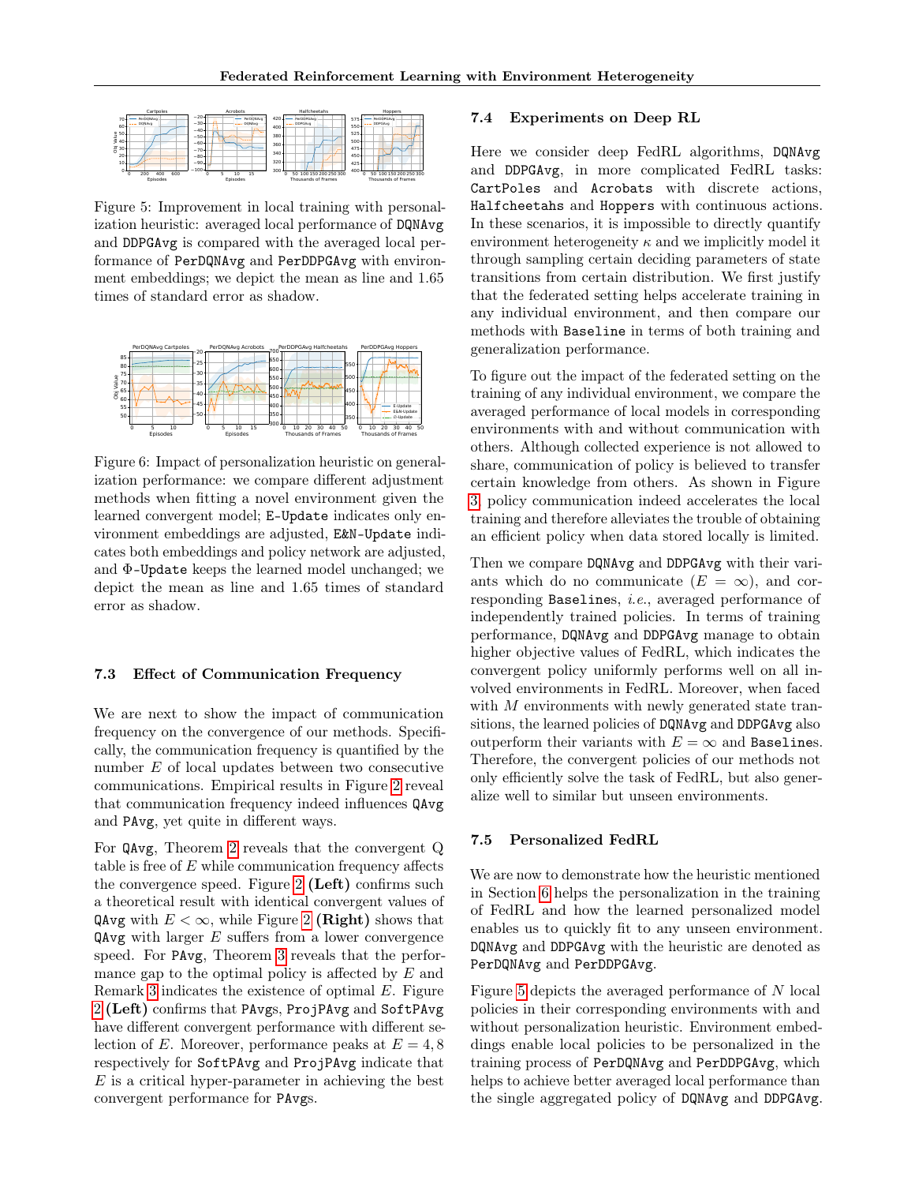Cartpoles

Acrobots

Halfcheetahs

Hoppers

PerDQNAvg

DQNAvg

PerDDPGAvg

DDPGAvg

Obj Value

Episodes

Thousands of Frames

Figure 5: Improvement in local training with personalization heuristic: averaged local performance of DQNAvg and DDPGAvg is compared with the averaged local performance of PerDQNAvg and PerDDPGAvg with environment embeddings; we depict the mean as line and 1.65 times of standard error as shadow.

PerDQNAvg Cartpoles

PerDQNAvg Acrobots

PerDDPGAvg Halfcheetahs

PerDDPGAvg Hoppers

E-Update

E&N-Update

Φ-Update

Obj Value

Episodes

Thousands of Frames

Figure 6: Impact of personalization heuristic on generalization performance: we compare different adjustment methods when fitting a novel environment given the learned convergent model; E-Update indicates only environment embeddings are adjusted, E&N-Update indicates both embeddings and policy network are adjusted, and Φ-Update keeps the learned model unchanged; we depict the mean as line and 1.65 times of standard error as shadow.

### 7.3 Effect of Communication Frequency

We are next to show the impact of communication frequency on the convergence of our methods. Specifically, the communication frequency is quantified by the number $E$ of local updates between two consecutive communications. Empirical results in Figure 2 reveal that communication frequency indeed influences QAvg and PAvg, yet quite in different ways.

For QAvg, Theorem 2 reveals that the convergent Q table is free of $E$ while communication frequency affects the convergence speed. Figure 2 **(Left)** confirms such a theoretical result with identical convergent values of QAvg with $E < \infty$, while Figure 2 **(Right)** shows that QAvg with larger $E$ suffers from a lower convergence speed. For PAvg, Theorem 3 reveals that the performance gap to the optimal policy is affected by $E$ and Remark 3 indicates the existence of optimal $E$. Figure 2 **(Left)** confirms that PAvgs, ProjPAvg and SoftPAvg have different convergent performance with different selection of $E$. Moreover, performance peaks at $E = 4, 8$ respectively for SoftPAvg and ProjPAvg indicate that $E$ is a critical hyper-parameter in achieving the best convergent performance for PAvgs.

### 7.4 Experiments on Deep RL

Here we consider deep FedRL algorithms, DQNAvg and DDPGAvg, in more complicated FedRL tasks: CartPoles and Acrobats with discrete actions, Halfcheetahs and Hoppers with continuous actions. In these scenarios, it is impossible to directly quantify environment heterogeneity $\kappa$ and we implicitly model it through sampling certain deciding parameters of state transitions from certain distribution. We first justify that the federated setting helps accelerate training in any individual environment, and then compare our methods with Baseline in terms of both training and generalization performance.

To figure out the impact of the federated setting on the training of any individual environment, we compare the averaged performance of local models in corresponding environments with and without communication with others. Although collected experience is not allowed to share, communication of policy is believed to transfer certain knowledge from others. As shown in Figure 3, policy communication indeed accelerates the local training and therefore alleviates the trouble of obtaining an efficient policy when data stored locally is limited.

Then we compare DQNAvg and DDPGAvg with their variants which do no communicate ($E = \infty$), and corresponding Baselines, *i.e.*, averaged performance of independently trained policies. In terms of training performance, DQNAvg and DDPGAvg manage to obtain higher objective values of FedRL, which indicates the convergent policy uniformly performs well on all involved environments in FedRL. Moreover, when faced with $M$ environments with newly generated state transitions, the learned policies of DQNAvg and DDPGAvg also outperform their variants with $E = \infty$ and Baselines. Therefore, the convergent policies of our methods not only efficiently solve the task of FedRL, but also generalize well to similar but unseen environments.

### 7.5 Personalized FedRL

We are now to demonstrate how the heuristic mentioned in Section 6 helps the personalization in the training of FedRL and how the learned personalized model enables us to quickly fit to any unseen environment. DQNAvg and DDPGAvg with the heuristic are denoted as PerDQNAvg and PerDDPGAvg.

Figure 5 depicts the averaged performance of $N$ local policies in their corresponding environments with and without personalization heuristic. Environment embeddings enable local policies to be personalized in the training process of PerDQNAvg and PerDDPGAvg, which helps to achieve better averaged local performance than the single aggregated policy of DQNAvg and DDPGAvg.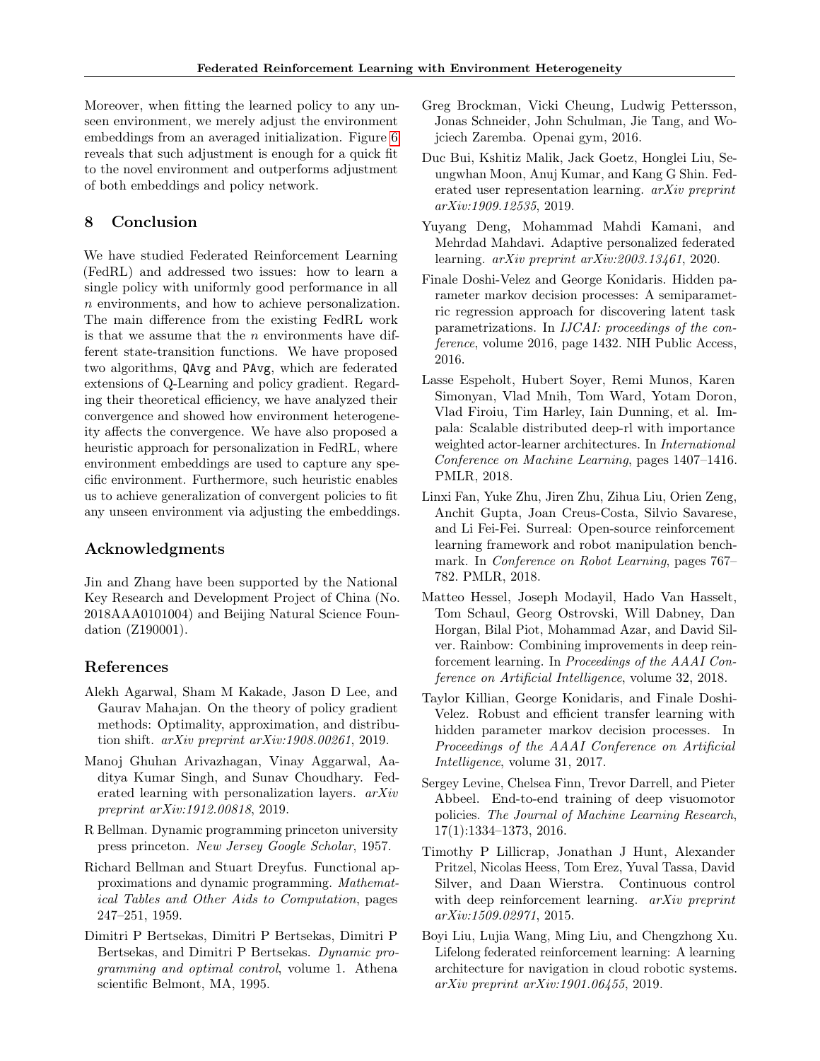Moreover, when fitting the learned policy to any unseen environment, we merely adjust the environment embeddings from an averaged initialization. Figure 6 reveals that such adjustment is enough for a quick fit to the novel environment and outperforms adjustment of both embeddings and policy network.

## 8 Conclusion

We have studied Federated Reinforcement Learning (FedRL) and addressed two issues: how to learn a single policy with uniformly good performance in all $n$ environments, and how to achieve personalization. The main difference from the existing FedRL work is that we assume that the $n$ environments have different state-transition functions. We have proposed two algorithms, `QAvg` and `PAvg`, which are federated extensions of Q-Learning and policy gradient. Regarding their theoretical efficiency, we have analyzed their convergence and showed how environment heterogeneity affects the convergence. We have also proposed a heuristic approach for personalization in FedRL, where environment embeddings are used to capture any specific environment. Furthermore, such heuristic enables us to achieve generalization of convergent policies to fit any unseen environment via adjusting the embeddings.

## Acknowledgments

Jin and Zhang have been supported by the National Key Research and Development Project of China (No. 2018AAA0101004) and Beijing Natural Science Foundation (Z190001).

## References

Alekh Agarwal, Sham M Kakade, Jason D Lee, and Gaurav Mahajan. On the theory of policy gradient methods: Optimality, approximation, and distribution shift. *arXiv preprint arXiv:1908.00261*, 2019.

Manoj Ghuhan Arivazhagan, Vinay Aggarwal, Aaditya Kumar Singh, and Sunav Choudhary. Federated learning with personalization layers. *arXiv preprint arXiv:1912.00818*, 2019.

R Bellman. Dynamic programming princeton university press princeton. *New Jersey Google Scholar*, 1957.

Richard Bellman and Stuart Dreyfus. Functional approximations and dynamic programming. *Mathematical Tables and Other Aids to Computation*, pages 247–251, 1959.

Dimitri P Bertsekas, Dimitri P Bertsekas, Dimitri P Bertsekas, and Dimitri P Bertsekas. *Dynamic programming and optimal control*, volume 1. Athena scientific Belmont, MA, 1995.

Greg Brockman, Vicki Cheung, Ludwig Pettersson, Jonas Schneider, John Schulman, Jie Tang, and Wojciech Zaremba. Openai gym, 2016.

Duc Bui, Kshitiz Malik, Jack Goetz, Honglei Liu, Seungwhan Moon, Anuj Kumar, and Kang G Shin. Federated user representation learning. *arXiv preprint arXiv:1909.12535*, 2019.

Yuyang Deng, Mohammad Mahdi Kamani, and Mehrdad Mahdavi. Adaptive personalized federated learning. *arXiv preprint arXiv:2003.13461*, 2020.

Finale Doshi-Velez and George Konidaris. Hidden parameter markov decision processes: A semiparametric regression approach for discovering latent task parametrizations. In *IJCAI: proceedings of the conference*, volume 2016, page 1432. NIH Public Access, 2016.

Lasse Espeholt, Hubert Soyer, Remi Munos, Karen Simonyan, Vlad Mnih, Tom Ward, Yotam Doron, Vlad Firoiu, Tim Harley, Iain Dunning, et al. Impala: Scalable distributed deep-rl with importance weighted actor-learner architectures. In *International Conference on Machine Learning*, pages 1407–1416. PMLR, 2018.

Linxi Fan, Yuke Zhu, Jiren Zhu, Zihua Liu, Orien Zeng, Anchit Gupta, Joan Creus-Costa, Silvio Savarese, and Li Fei-Fei. Surreal: Open-source reinforcement learning framework and robot manipulation benchmark. In *Conference on Robot Learning*, pages 767–782. PMLR, 2018.

Matteo Hessel, Joseph Modayil, Hado Van Hasselt, Tom Schaul, Georg Ostrovski, Will Dabney, Dan Horgan, Bilal Piot, Mohammad Azar, and David Silver. Rainbow: Combining improvements in deep reinforcement learning. In *Proceedings of the AAAI Conference on Artificial Intelligence*, volume 32, 2018.

Taylor Killian, George Konidaris, and Finale Doshi-Velez. Robust and efficient transfer learning with hidden parameter markov decision processes. In *Proceedings of the AAAI Conference on Artificial Intelligence*, volume 31, 2017.

Sergey Levine, Chelsea Finn, Trevor Darrell, and Pieter Abbeel. End-to-end training of deep visuomotor policies. *The Journal of Machine Learning Research*, 17(1):1334–1373, 2016.

Timothy P Lillicrap, Jonathan J Hunt, Alexander Pritzel, Nicolas Heess, Tom Erez, Yuval Tassa, David Silver, and Daan Wierstra. Continuous control with deep reinforcement learning. *arXiv preprint arXiv:1509.02971*, 2015.

Boyi Liu, Lujia Wang, Ming Liu, and Chengzhong Xu. Lifelong federated reinforcement learning: A learning architecture for navigation in cloud robotic systems. *arXiv preprint arXiv:1901.06455*, 2019.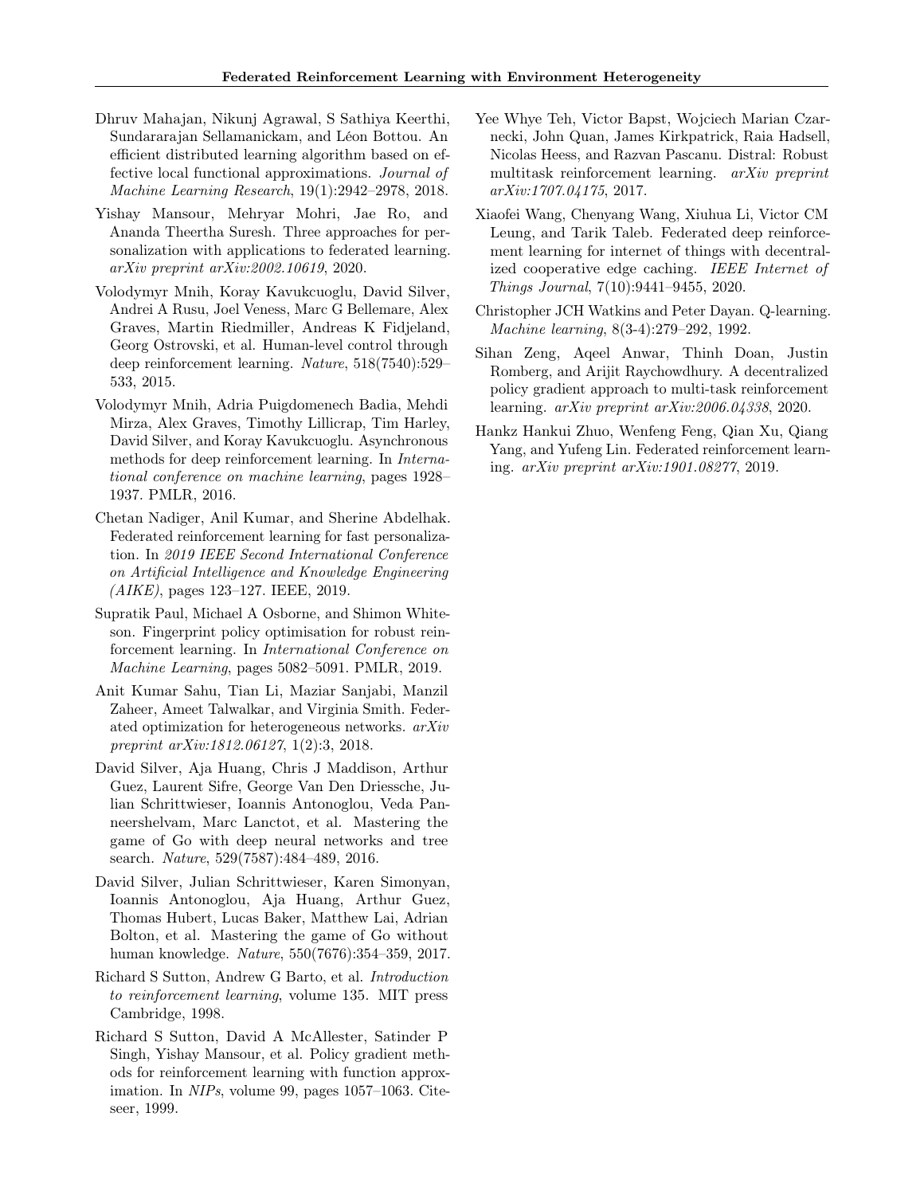Dhruv Mahajan, Nikunj Agrawal, S Sathiya Keerthi, Sundararajan Sellamanickam, and Léon Bottou. An efficient distributed learning algorithm based on effective local functional approximations. *Journal of Machine Learning Research*, 19(1):2942–2978, 2018.

Yishay Mansour, Mehryar Mohri, Jae Ro, and Ananda Theertha Suresh. Three approaches for personalization with applications to federated learning. *arXiv preprint arXiv:2002.10619*, 2020.

Volodymyr Mnih, Koray Kavukcuoglu, David Silver, Andrei A Rusu, Joel Veness, Marc G Bellemare, Alex Graves, Martin Riedmiller, Andreas K Fidjeland, Georg Ostrovski, et al. Human-level control through deep reinforcement learning. *Nature*, 518(7540):529–533, 2015.

Volodymyr Mnih, Adria Puigdomenech Badia, Mehdi Mirza, Alex Graves, Timothy Lillicrap, Tim Harley, David Silver, and Koray Kavukcuoglu. Asynchronous methods for deep reinforcement learning. In *International conference on machine learning*, pages 1928–1937. PMLR, 2016.

Chetan Nadiger, Anil Kumar, and Sherine Abdelhak. Federated reinforcement learning for fast personalization. In *2019 IEEE Second International Conference on Artificial Intelligence and Knowledge Engineering (AIKE)*, pages 123–127. IEEE, 2019.

Supratik Paul, Michael A Osborne, and Shimon Whiteson. Fingerprint policy optimisation for robust reinforcement learning. In *International Conference on Machine Learning*, pages 5082–5091. PMLR, 2019.

Anit Kumar Sahu, Tian Li, Maziar Sanjabi, Manzil Zaheer, Ameet Talwalkar, and Virginia Smith. Federated optimization for heterogeneous networks. *arXiv preprint arXiv:1812.06127*, 1(2):3, 2018.

David Silver, Aja Huang, Chris J Maddison, Arthur Guez, Laurent Sifre, George Van Den Driessche, Julian Schrittwieser, Ioannis Antonoglou, Veda Panneershelvam, Marc Lanctot, et al. Mastering the game of Go with deep neural networks and tree search. *Nature*, 529(7587):484–489, 2016.

David Silver, Julian Schrittwieser, Karen Simonyan, Ioannis Antonoglou, Aja Huang, Arthur Guez, Thomas Hubert, Lucas Baker, Matthew Lai, Adrian Bolton, et al. Mastering the game of Go without human knowledge. *Nature*, 550(7676):354–359, 2017.

Richard S Sutton, Andrew G Barto, et al. *Introduction to reinforcement learning*, volume 135. MIT press Cambridge, 1998.

Richard S Sutton, David A McAllester, Satinder P Singh, Yishay Mansour, et al. Policy gradient methods for reinforcement learning with function approximation. In *NIPs*, volume 99, pages 1057–1063. Citeseer, 1999.

Yee Whye Teh, Victor Bapst, Wojciech Marian Czarnecki, John Quan, James Kirkpatrick, Raia Hadsell, Nicolas Heess, and Razvan Pascanu. Distral: Robust multitask reinforcement learning. *arXiv preprint arXiv:1707.04175*, 2017.

Xiaofei Wang, Chenyang Wang, Xiuhua Li, Victor CM Leung, and Tarik Taleb. Federated deep reinforcement learning for internet of things with decentralized cooperative edge caching. *IEEE Internet of Things Journal*, 7(10):9441–9455, 2020.

Christopher JCH Watkins and Peter Dayan. Q-learning. *Machine learning*, 8(3-4):279–292, 1992.

Sihan Zeng, Aqeel Anwar, Thinh Doan, Justin Romberg, and Arijit Raychowdhury. A decentralized policy gradient approach to multi-task reinforcement learning. *arXiv preprint arXiv:2006.04338*, 2020.

Hankz Hankui Zhuo, Wenfeng Feng, Qian Xu, Qiang Yang, and Yufeng Lin. Federated reinforcement learning. *arXiv preprint arXiv:1901.08277*, 2019.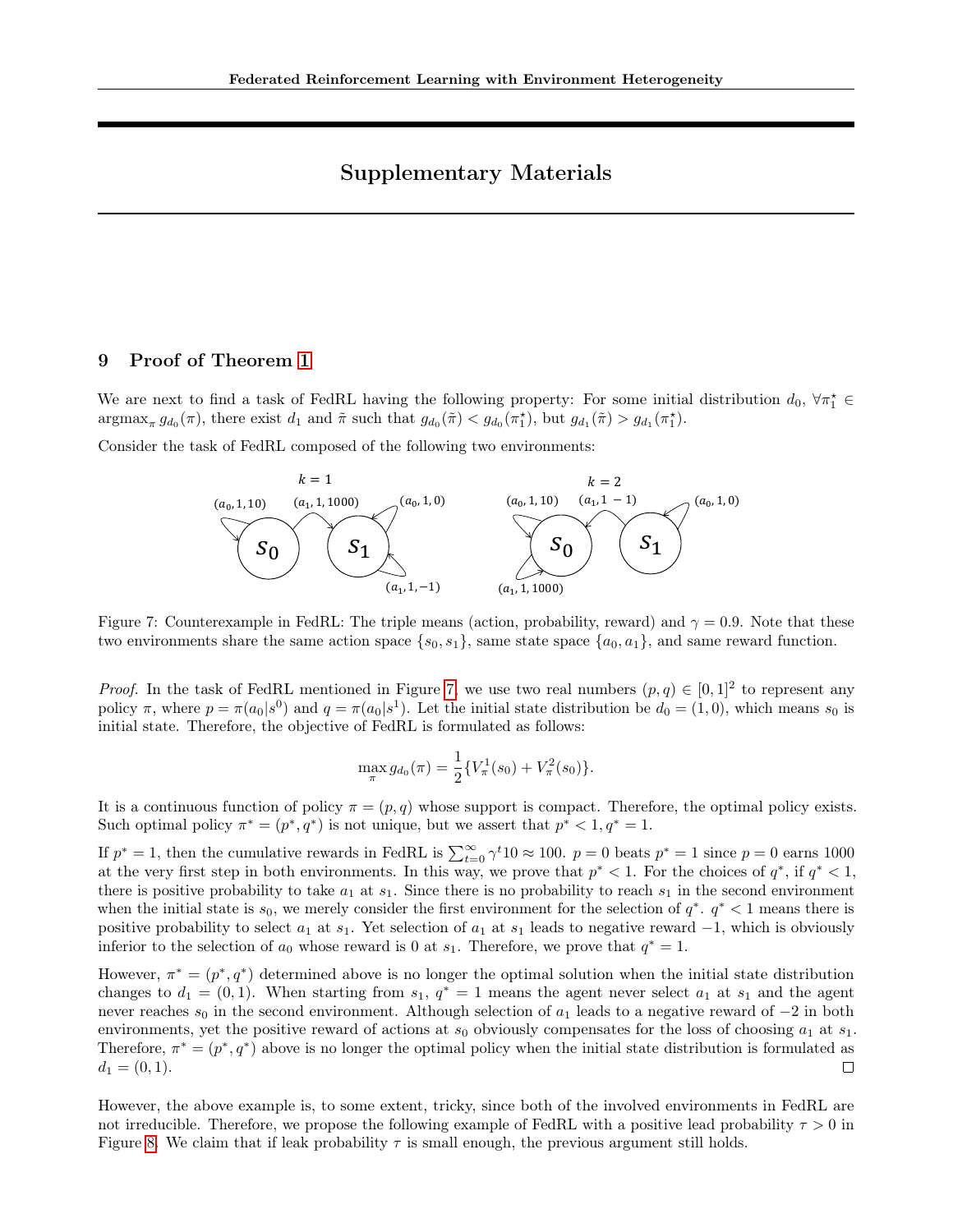# Supplementary Materials

## 9 Proof of Theorem 1

We are next to find a task of FedRL having the following property: For some initial distribution $d_0$, $\forall \pi_1^\star \in \arg\max_\pi g_{d_0}(\pi)$, there exist $d_1$ and $\tilde{\pi}$ such that $g_{d_0}(\tilde{\pi}) < g_{d_0}(\pi_1^\star)$, but $g_{d_1}(\tilde{\pi}) > g_{d_1}(\pi_1^\star)$.

Consider the task of FedRL composed of the following two environments:

k = 1

$(a_0, 1, 10)$ $(a_1, 1, 1000)$ $(a_0, 1, 0)$

$s_0$ $s_1$

$(a_1, 1, -1)$

k = 2

$(a_0, 1, 10)$ $(a_1, 1-1)$ $(a_0, 1, 0)$

$s_0$ $s_1$

$(a_1, 1, 1000)$

Figure 7: Counterexample in FedRL: The triple means (action, probability, reward) and $\gamma = 0.9$. Note that these two environments share the same action space $\{s_0, s_1\}$, same state space $\{a_0, a_1\}$, and same reward function.

*Proof.* In the task of FedRL mentioned in Figure 7, we use two real numbers $(p, q) \in [0, 1]^2$ to represent any policy $\pi$, where $p = \pi(a_0|s^0)$ and $q = \pi(a_0|s^1)$. Let the initial state distribution be $d_0 = (1, 0)$, which means $s_0$ is initial state. Therefore, the objective of FedRL is formulated as follows:

$$\max_\pi g_{d_0}(\pi) = \frac{1}{2}\{V_\pi^1(s_0) + V_\pi^2(s_0)\}.$$

It is a continuous function of policy $\pi = (p, q)$ whose support is compact. Therefore, the optimal policy exists. Such optimal policy $\pi^* = (p^*, q^*)$ is not unique, but we assert that $p^* < 1, q^* = 1$.

If $p^* = 1$, then the cumulative rewards in FedRL is $\sum_{t=0}^{\infty} \gamma^t 10 \approx 100$. $p = 0$ beats $p^* = 1$ since $p = 0$ earns 1000 at the very first step in both environments. In this way, we prove that $p^* < 1$. For the choices of $q^*$, if $q^* < 1$, there is positive probability to take $a_1$ at $s_1$. Since there is no probability to reach $s_1$ in the second environment when the initial state is $s_0$, we merely consider the first environment for the selection of $q^*$. $q^* < 1$ means there is positive probability to select $a_1$ at $s_1$. Yet selection of $a_1$ at $s_1$ leads to negative reward $-1$, which is obviously inferior to the selection of $a_0$ whose reward is 0 at $s_1$. Therefore, we prove that $q^* = 1$.

However, $\pi^* = (p^*, q^*)$ determined above is no longer the optimal solution when the initial state distribution changes to $d_1 = (0, 1)$. When starting from $s_1$, $q^* = 1$ means the agent never select $a_1$ at $s_1$ and the agent never reaches $s_0$ in the second environment. Although selection of $a_1$ leads to a negative reward of $-2$ in both environments, yet the positive reward of actions at $s_0$ obviously compensates for the loss of choosing $a_1$ at $s_1$. Therefore, $\pi^* = (p^*, q^*)$ above is no longer the optimal policy when the initial state distribution is formulated as $d_1 = (0, 1)$. $\square$

However, the above example is, to some extent, tricky, since both of the involved environments in FedRL are not irreducible. Therefore, we propose the following example of FedRL with a positive lead probability $\tau > 0$ in Figure 8. We claim that if leak probability $\tau$ is small enough, the previous argument still holds.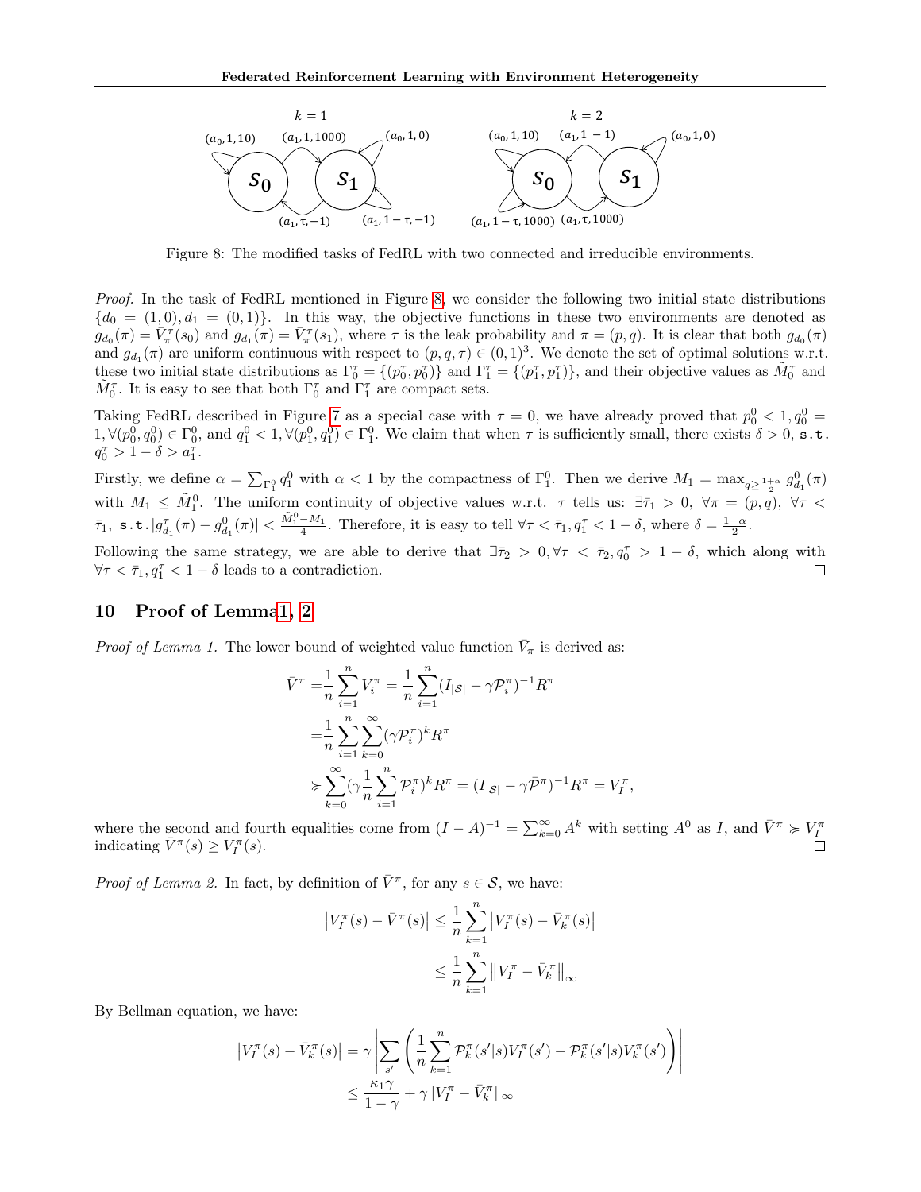k = 1

$(a_0, 1, 10)$ $(a_1, 1, 1000)$ $(a_0, 1, 0)$

$S_0$ $S_1$

$(a_1, \tau, -1)$ $(a_1, 1-\tau, -1)$

k = 2

$(a_0, 1, 10)$ $(a_1, 1-1)$ $(a_0, 1, 0)$

$S_0$ $S_1$

$(a_1, 1-\tau, 1000)$ $(a_1, \tau, 1000)$

Figure 8: The modified tasks of FedRL with two connected and irreducible environments.

*Proof.* In the task of FedRL mentioned in Figure 8, we consider the following two initial state distributions $\{d_0 = (1,0), d_1 = (0,1)\}$. In this way, the objective functions in these two environments are denoted as $g_{d_0}(\pi) = \bar{V}^{\tau}_{\pi}(s_0)$ and $g_{d_1}(\pi) = \bar{V}^{\tau}_{\pi}(s_1)$, where $\tau$ is the leak probability and $\pi = (p, q)$. It is clear that both $g_{d_0}(\pi)$ and $g_{d_1}(\pi)$ are uniform continuous with respect to $(p, q, \tau) \in (0,1)^3$. We denote the set of optimal solutions w.r.t. these two initial state distributions as $\Gamma^{\tau}_0 = \{(p^{\tau}_0, p^{\tau}_0)\}$ and $\Gamma^{\tau}_1 = \{(p^{\tau}_1, p^{\tau}_1)\}$, and their objective values as $\tilde{M}^{\tau}_0$ and $\tilde{M}^{\tau}_0$. It is easy to see that both $\Gamma^{\tau}_0$ and $\Gamma^{\tau}_1$ are compact sets.

Taking FedRL described in Figure 7 as a special case with $\tau = 0$, we have already proved that $p^0_0 < 1, q^0_0 = 1, \forall (p^0_0, q^0_0) \in \Gamma^0_0$, and $q^0_1 < 1, \forall (p^0_1, q^0_1) \in \Gamma^0_1$. We claim that when $\tau$ is sufficiently small, there exists $\delta > 0$, s.t. $q^{\tau}_0 > 1 - \delta > a^{\tau}_1$.

Firstly, we define $\alpha = \sum_{\Gamma^0_1} q^0_1$ with $\alpha < 1$ by the compactness of $\Gamma^0_1$. Then we derive $M_1 = \max_{q \geq \frac{1+\alpha}{2}} g^0_{d_1}(\pi)$ with $M_1 \leq \tilde{M}^0_1$. The uniform continuity of objective values w.r.t. $\tau$ tells us: $\exists \bar{\tau}_1 > 0,\ \forall \pi = (p, q),\ \forall \tau < \bar{\tau}_1$, s.t.$|g^{\tau}_{d_1}(\pi) - g^0_{d_1}(\pi)| < \frac{\tilde{M}^0_1 - M_1}{4}$. Therefore, it is easy to tell $\forall \tau < \bar{\tau}_1, q^{\tau}_1 < 1 - \delta$, where $\delta = \frac{1-\alpha}{2}$.

Following the same strategy, we are able to derive that $\exists \bar{\tau}_2 > 0, \forall \tau < \bar{\tau}_2, q^{\tau}_0 > 1 - \delta$, which along with $\forall \tau < \bar{\tau}_1, q^{\tau}_1 < 1 - \delta$ leads to a contradiction. □

## 10 Proof of Lemma 1, 2

*Proof of Lemma 1.* The lower bound of weighted value function $\bar{V}_{\pi}$ is derived as:

$$
\begin{aligned}
\bar{V}^{\pi} =& \frac{1}{n}\sum_{i=1}^{n} V^{\pi}_i = \frac{1}{n}\sum_{i=1}^{n} (I_{|\mathcal{S}|} - \gamma \mathcal{P}^{\pi}_i)^{-1} R^{\pi} \\
=& \frac{1}{n}\sum_{i=1}^{n}\sum_{k=0}^{\infty} (\gamma \mathcal{P}^{\pi}_i)^k R^{\pi} \\
\succcurlyeq& \sum_{k=0}^{\infty} (\gamma \frac{1}{n}\sum_{i=1}^{n} \mathcal{P}^{\pi}_i)^k R^{\pi} = (I_{|\mathcal{S}|} - \gamma \bar{\mathcal{P}}^{\pi})^{-1} R^{\pi} = V^{\pi}_I,
\end{aligned}
$$

where the second and fourth equalities come from $(I - A)^{-1} = \sum_{k=0}^{\infty} A^k$ with setting $A^0$ as $I$, and $\bar{V}^{\pi} \succcurlyeq V^{\pi}_I$ indicating $\bar{V}^{\pi}(s) \geq V^{\pi}_I(s)$. □

*Proof of Lemma 2.* In fact, by definition of $\bar{V}^{\pi}$, for any $s \in \mathcal{S}$, we have:

$$
\begin{aligned}
\left|V^{\pi}_I(s) - \bar{V}^{\pi}(s)\right| &\leq \frac{1}{n}\sum_{k=1}^{n} \left|V^{\pi}_I(s) - \bar{V}^{\pi}_k(s)\right| \\
&\leq \frac{1}{n}\sum_{k=1}^{n} \left\|V^{\pi}_I - \bar{V}^{\pi}_k\right\|_{\infty}
\end{aligned}
$$

By Bellman equation, we have:

$$
\begin{aligned}
\left|V^{\pi}_I(s) - \bar{V}^{\pi}_k(s)\right| &= \gamma \left|\sum_{s'} \left(\frac{1}{n}\sum_{k=1}^{n} \mathcal{P}^{\pi}_k(s'|s) V^{\pi}_I(s') - \mathcal{P}^{\pi}_k(s'|s) V^{\pi}_k(s')\right)\right| \\
&\leq \frac{\kappa_1 \gamma}{1-\gamma} + \gamma \|V^{\pi}_I - \bar{V}^{\pi}_k\|_{\infty}
\end{aligned}
$$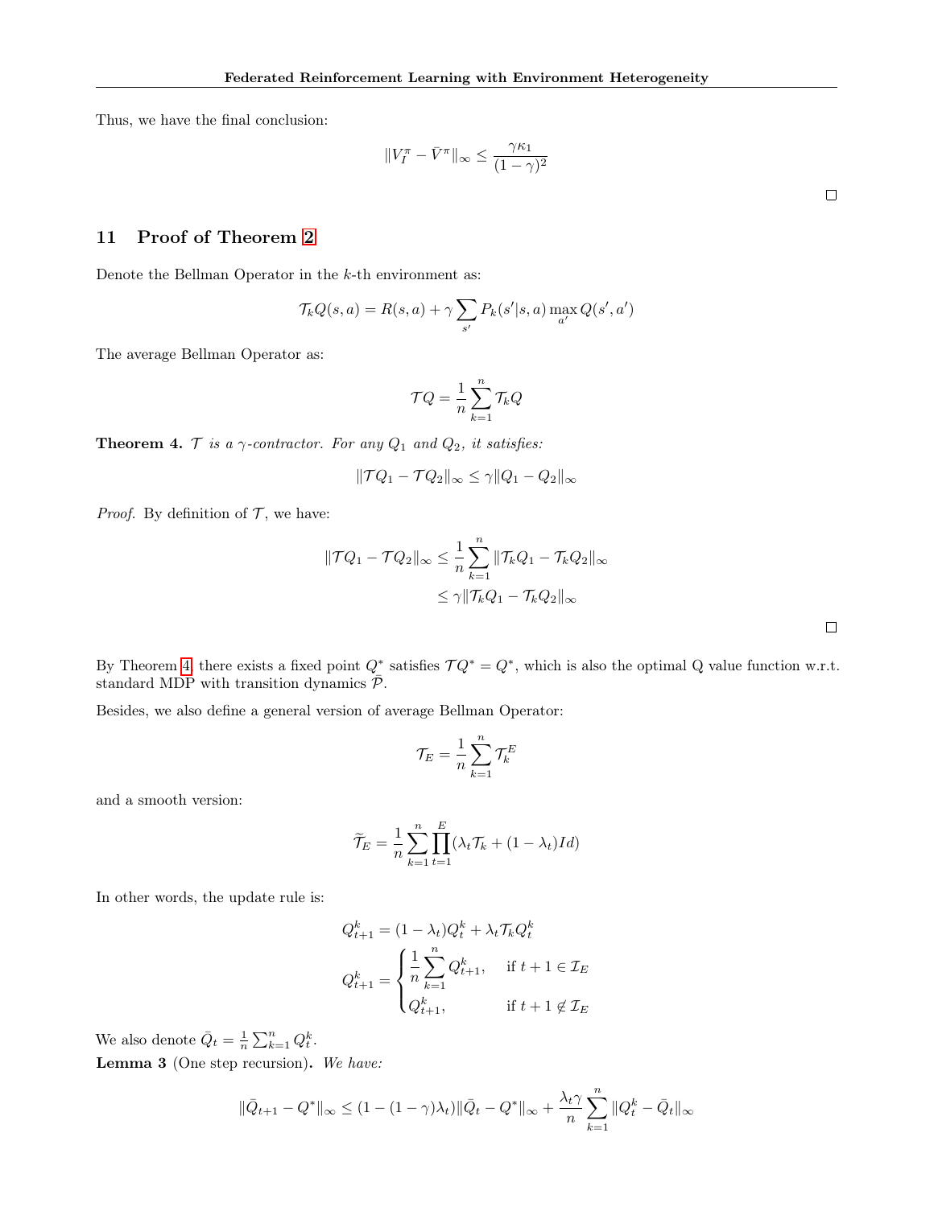Thus, we have the final conclusion:

$$\|V_I^\pi - \bar{V}^\pi\|_\infty \leq \frac{\gamma \kappa_1}{(1-\gamma)^2}$$

□

## 11 Proof of Theorem 2

Denote the Bellman Operator in the $k$-th environment as:

$$\mathcal{T}_k Q(s,a) = R(s,a) + \gamma \sum_{s'} P_k(s'|s,a) \max_{a'} Q(s',a')$$

The average Bellman Operator as:

$$\mathcal{T}Q = \frac{1}{n}\sum_{k=1}^{n} \mathcal{T}_k Q$$

**Theorem 4.** *$\mathcal{T}$ is a $\gamma$-contractor. For any $Q_1$ and $Q_2$, it satisfies:*

$$\|\mathcal{T}Q_1 - \mathcal{T}Q_2\|_\infty \leq \gamma \|Q_1 - Q_2\|_\infty$$

*Proof.* By definition of $\mathcal{T}$, we have:

$$\begin{aligned}
\|\mathcal{T}Q_1 - \mathcal{T}Q_2\|_\infty &\leq \frac{1}{n}\sum_{k=1}^{n} \|\mathcal{T}_k Q_1 - \mathcal{T}_k Q_2\|_\infty \\
&\leq \gamma \|\mathcal{T}_k Q_1 - \mathcal{T}_k Q_2\|_\infty
\end{aligned}$$

□

By Theorem 4, there exists a fixed point $Q^*$ satisfies $\mathcal{T}Q^* = Q^*$, which is also the optimal Q value function w.r.t. standard MDP with transition dynamics $\bar{\mathcal{P}}$.

Besides, we also define a general version of average Bellman Operator:

$$\mathcal{T}_E = \frac{1}{n}\sum_{k=1}^{n} \mathcal{T}_k^E$$

and a smooth version:

$$\widetilde{\mathcal{T}}_E = \frac{1}{n}\sum_{k=1}^{n} \prod_{t=1}^{E} (\lambda_t \mathcal{T}_k + (1-\lambda_t) Id)$$

In other words, the update rule is:

$$\begin{aligned}
Q_{t+1}^k &= (1-\lambda_t) Q_t^k + \lambda_t \mathcal{T}_k Q_t^k \\
Q_{t+1}^k &= \begin{cases} \frac{1}{n}\sum_{k=1}^{n} Q_{t+1}^k, & \text{if } t+1 \in \mathcal{I}_E \\ Q_{t+1}^k, & \text{if } t+1 \notin \mathcal{I}_E \end{cases}
\end{aligned}$$

We also denote $\bar{Q}_t = \frac{1}{n}\sum_{k=1}^{n} Q_t^k$.

**Lemma 3** (One step recursion)**.** *We have:*

$$\|\bar{Q}_{t+1} - Q^*\|_\infty \leq (1-(1-\gamma)\lambda_t)\|\bar{Q}_t - Q^*\|_\infty + \frac{\lambda_t \gamma}{n}\sum_{k=1}^{n} \|Q_t^k - \bar{Q}_t\|_\infty$$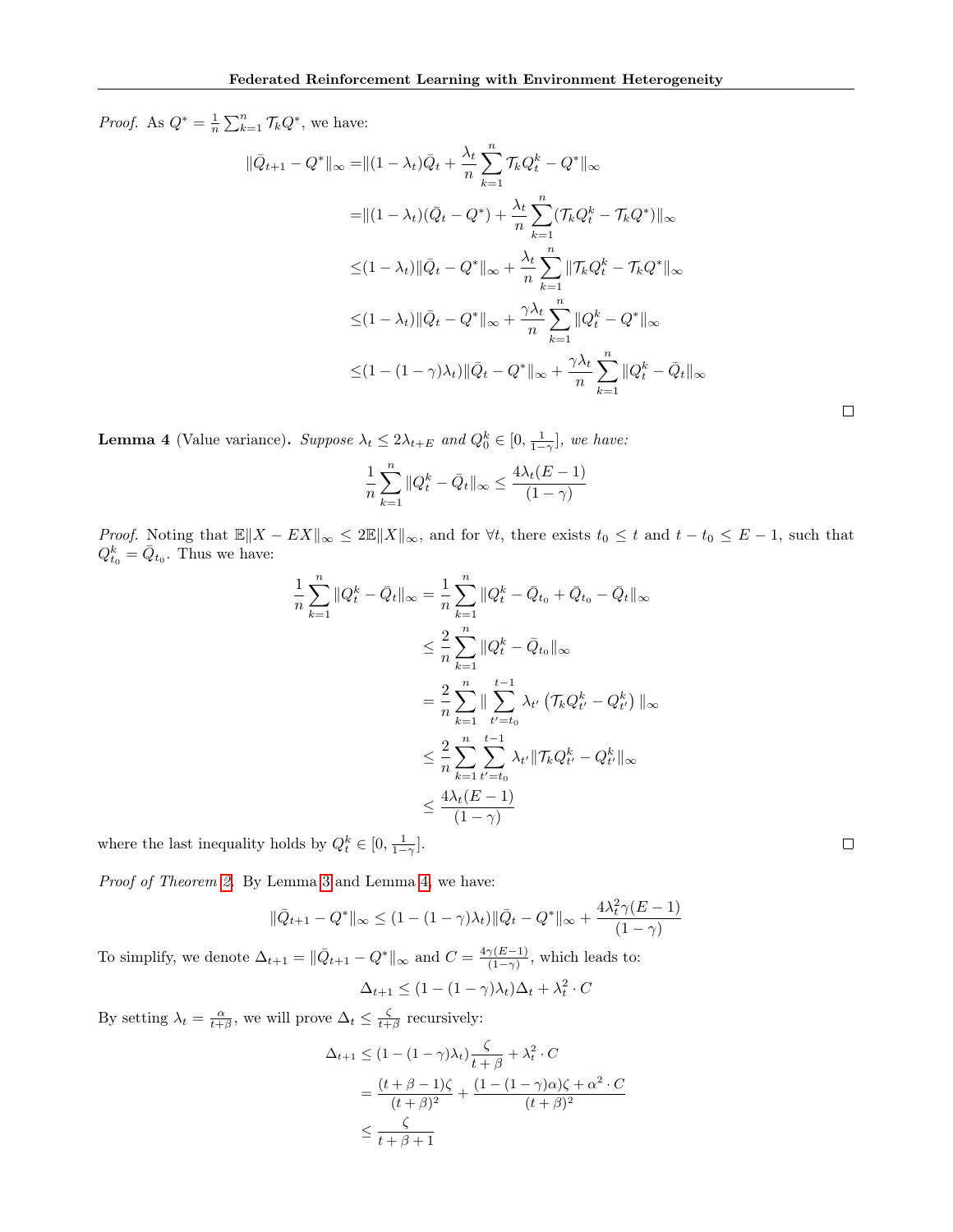*Proof.* As $Q^* = \frac{1}{n}\sum_{k=1}^n \mathcal{T}_k Q^*$, we have:

$$
\begin{aligned}
\|\bar{Q}_{t+1} - Q^*\|_\infty =& \|(1-\lambda_t)\bar{Q}_t + \frac{\lambda_t}{n}\sum_{k=1}^n \mathcal{T}_k Q_t^k - Q^*\|_\infty \\
=& \|(1-\lambda_t)(\bar{Q}_t - Q^*) + \frac{\lambda_t}{n}\sum_{k=1}^n (\mathcal{T}_k Q_t^k - \mathcal{T}_k Q^*)\|_\infty \\
\leq& (1-\lambda_t)\|\bar{Q}_t - Q^*\|_\infty + \frac{\lambda_t}{n}\sum_{k=1}^n \|\mathcal{T}_k Q_t^k - \mathcal{T}_k Q^*\|_\infty \\
\leq& (1-\lambda_t)\|\bar{Q}_t - Q^*\|_\infty + \frac{\gamma\lambda_t}{n}\sum_{k=1}^n \|Q_t^k - Q^*\|_\infty \\
\leq& (1-(1-\gamma)\lambda_t)\|\bar{Q}_t - Q^*\|_\infty + \frac{\gamma\lambda_t}{n}\sum_{k=1}^n \|Q_t^k - \bar{Q}_t\|_\infty
\end{aligned}
$$

□

**Lemma 4** (Value variance)**.** *Suppose $\lambda_t \leq 2\lambda_{t+E}$ and $Q_0^k \in [0, \frac{1}{1-\gamma}]$, we have:*

$$
\frac{1}{n}\sum_{k=1}^n \|Q_t^k - \bar{Q}_t\|_\infty \leq \frac{4\lambda_t(E-1)}{(1-\gamma)}
$$

*Proof.* Noting that $\mathbb{E}\|X - EX\|_\infty \leq 2\mathbb{E}\|X\|_\infty$, and for $\forall t$, there exists $t_0 \leq t$ and $t - t_0 \leq E-1$, such that $Q_{t_0}^k = \bar{Q}_{t_0}$. Thus we have:

$$
\begin{aligned}
\frac{1}{n}\sum_{k=1}^n \|Q_t^k - \bar{Q}_t\|_\infty &= \frac{1}{n}\sum_{k=1}^n \|Q_t^k - \bar{Q}_{t_0} + \bar{Q}_{t_0} - \bar{Q}_t\|_\infty \\
&\leq \frac{2}{n}\sum_{k=1}^n \|Q_t^k - \bar{Q}_{t_0}\|_\infty \\
&= \frac{2}{n}\sum_{k=1}^n \|\sum_{t'=t_0}^{t-1} \lambda_{t'}\left(\mathcal{T}_k Q_{t'}^k - Q_{t'}^k\right)\|_\infty \\
&\leq \frac{2}{n}\sum_{k=1}^n \sum_{t'=t_0}^{t-1} \lambda_{t'}\|\mathcal{T}_k Q_{t'}^k - Q_{t'}^k\|_\infty \\
&\leq \frac{4\lambda_t(E-1)}{(1-\gamma)}
\end{aligned}
$$

where the last inequality holds by $Q_t^k \in [0, \frac{1}{1-\gamma}]$.

□

*Proof of Theorem 2.* By Lemma 3 and Lemma 4, we have:

$$
\|\bar{Q}_{t+1} - Q^*\|_\infty \leq (1-(1-\gamma)\lambda_t)\|\bar{Q}_t - Q^*\|_\infty + \frac{4\lambda_t^2\gamma(E-1)}{(1-\gamma)}
$$

To simplify, we denote $\Delta_{t+1} = \|\bar{Q}_{t+1} - Q^*\|_\infty$ and $C = \frac{4\gamma(E-1)}{(1-\gamma)}$, which leads to:

$$
\Delta_{t+1} \leq (1-(1-\gamma)\lambda_t)\Delta_t + \lambda_t^2 \cdot C
$$

By setting $\lambda_t = \frac{\alpha}{t+\beta}$, we will prove $\Delta_t \leq \frac{\zeta}{t+\beta}$ recursively:

$$
\begin{aligned}
\Delta_{t+1} &\leq (1-(1-\gamma)\lambda_t)\frac{\zeta}{t+\beta} + \lambda_t^2 \cdot C \\
&= \frac{(t+\beta-1)\zeta}{(t+\beta)^2} + \frac{(1-(1-\gamma)\alpha)\zeta + \alpha^2 \cdot C}{(t+\beta)^2} \\
&\leq \frac{\zeta}{t+\beta+1}
\end{aligned}
$$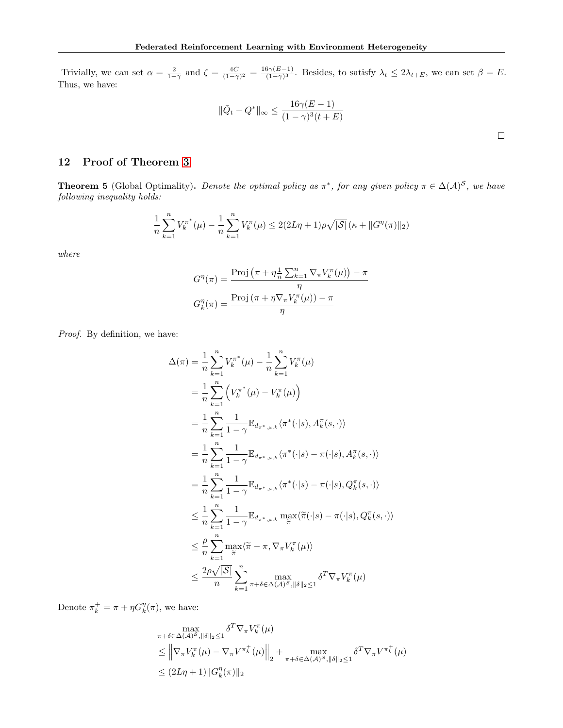Trivially, we can set $\alpha = \frac{2}{1-\gamma}$ and $\zeta = \frac{4C}{(1-\gamma)^2} = \frac{16\gamma(E-1)}{(1-\gamma)^3}$. Besides, to satisfy $\lambda_t \leq 2\lambda_{t+E}$, we can set $\beta = E$. Thus, we have:

$$\|\bar{Q}_t - Q^*\|_\infty \leq \frac{16\gamma(E-1)}{(1-\gamma)^3(t+E)}$$

□

## 12 Proof of Theorem 3

**Theorem 5** (Global Optimality). *Denote the optimal policy as $\pi^*$, for any given policy $\pi \in \Delta(\mathcal{A})^{\mathcal{S}}$, we have following inequality holds:*

$$\frac{1}{n}\sum_{k=1}^{n} V_k^{\pi^*}(\mu) - \frac{1}{n}\sum_{k=1}^{n} V_k^{\pi}(\mu) \leq 2(2L\eta+1)\rho\sqrt{|\mathcal{S}|}\left(\kappa + \|G^\eta(\pi)\|_2\right)$$

*where*

$$G^\eta(\pi) = \frac{\mathrm{Proj}\left(\pi + \eta\frac{1}{n}\sum_{k=1}^{n}\nabla_\pi V_k^\pi(\mu)\right) - \pi}{\eta}$$

$$G_k^\eta(\pi) = \frac{\mathrm{Proj}\left(\pi + \eta\nabla_\pi V_k^\pi(\mu)\right) - \pi}{\eta}$$

*Proof.* By definition, we have:

$$\begin{aligned}
\Delta(\pi) &= \frac{1}{n}\sum_{k=1}^{n} V_k^{\pi^*}(\mu) - \frac{1}{n}\sum_{k=1}^{n} V_k^{\pi}(\mu) \\
&= \frac{1}{n}\sum_{k=1}^{n}\left(V_k^{\pi^*}(\mu) - V_k^{\pi}(\mu)\right) \\
&= \frac{1}{n}\sum_{k=1}^{n}\frac{1}{1-\gamma}\mathbb{E}_{d_{\pi^*,\mu,k}}\langle\pi^*(\cdot|s), A_k^\pi(s,\cdot)\rangle \\
&= \frac{1}{n}\sum_{k=1}^{n}\frac{1}{1-\gamma}\mathbb{E}_{d_{\pi^*,\mu,k}}\langle\pi^*(\cdot|s) - \pi(\cdot|s), A_k^\pi(s,\cdot)\rangle \\
&= \frac{1}{n}\sum_{k=1}^{n}\frac{1}{1-\gamma}\mathbb{E}_{d_{\pi^*,\mu,k}}\langle\pi^*(\cdot|s) - \pi(\cdot|s), Q_k^\pi(s,\cdot)\rangle \\
&\leq \frac{1}{n}\sum_{k=1}^{n}\frac{1}{1-\gamma}\mathbb{E}_{d_{\pi^*,\mu,k}}\max_{\widetilde{\pi}}\langle\widetilde{\pi}(\cdot|s) - \pi(\cdot|s), Q_k^\pi(s,\cdot)\rangle \\
&\leq \frac{\rho}{n}\sum_{k=1}^{n}\max_{\widetilde{\pi}}\langle\widetilde{\pi} - \pi, \nabla_\pi V_k^\pi(\mu)\rangle \\
&\leq \frac{2\rho\sqrt{|\mathcal{S}|}}{n}\sum_{k=1}^{n}\max_{\pi+\delta\in\Delta(\mathcal{A})^{\mathcal{S}}, \|\delta\|_2\leq 1}\delta^T\nabla_\pi V_k^\pi(\mu)
\end{aligned}$$

Denote $\pi_k^+ = \pi + \eta G_k^\eta(\pi)$, we have:

$$\begin{aligned}
&\max_{\pi+\delta\in\Delta(\mathcal{A})^{\mathcal{S}}, \|\delta\|_2\leq 1}\delta^T\nabla_\pi V_k^\pi(\mu) \\
&\leq \left\|\nabla_\pi V_k^\pi(\mu) - \nabla_\pi V^{\pi_k^+}(\mu)\right\|_2 + \max_{\pi+\delta\in\Delta(\mathcal{A})^{\mathcal{S}}, \|\delta\|_2\leq 1}\delta^T\nabla_\pi V^{\pi_k^+}(\mu) \\
&\leq (2L\eta+1)\|G_k^\eta(\pi)\|_2
\end{aligned}$$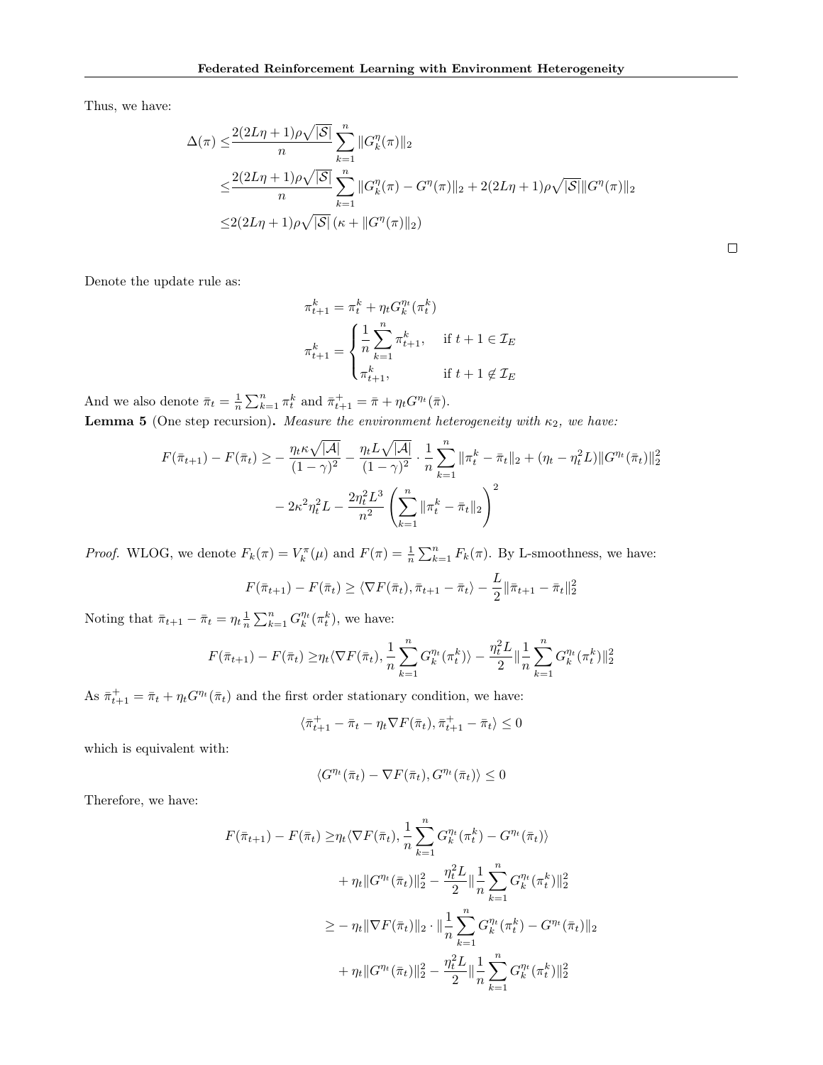Thus, we have:

$$
\begin{aligned}
\Delta(\pi) \leq & \frac{2(2L\eta+1)\rho\sqrt{|\mathcal{S}|}}{n}\sum_{k=1}^{n}\|G_k^{\eta}(\pi)\|_2 \\
\leq & \frac{2(2L\eta+1)\rho\sqrt{|\mathcal{S}|}}{n}\sum_{k=1}^{n}\|G_k^{\eta}(\pi)-G^{\eta}(\pi)\|_2 + 2(2L\eta+1)\rho\sqrt{|\mathcal{S}|}\|G^{\eta}(\pi)\|_2 \\
\leq & 2(2L\eta+1)\rho\sqrt{|\mathcal{S}|}\left(\kappa+\|G^{\eta}(\pi)\|_2\right)
\end{aligned}
$$

□

Denote the update rule as:

$$
\pi_{t+1}^k = \pi_t^k + \eta_t G_k^{\eta_t}(\pi_t^k)
$$

$$
\pi_{t+1}^k = \begin{cases} \frac{1}{n}\sum_{k=1}^{n}\pi_{t+1}^k, & \text{if } t+1 \in \mathcal{I}_E \\ \pi_{t+1}^k, & \text{if } t+1 \notin \mathcal{I}_E \end{cases}
$$

And we also denote $\bar{\pi}_t = \frac{1}{n}\sum_{k=1}^{n}\pi_t^k$ and $\bar{\pi}_{t+1}^+ = \bar{\pi} + \eta_t G^{\eta_t}(\bar{\pi})$.

**Lemma 5** (One step recursion)**.** *Measure the environment heterogeneity with $\kappa_2$, we have:*

$$
\begin{aligned}
F(\bar{\pi}_{t+1}) - F(\bar{\pi}_t) \geq & -\frac{\eta_t\kappa\sqrt{|\mathcal{A}|}}{(1-\gamma)^2} - \frac{\eta_t L\sqrt{|\mathcal{A}|}}{(1-\gamma)^2}\cdot\frac{1}{n}\sum_{k=1}^{n}\|\pi_t^k-\bar{\pi}_t\|_2 + (\eta_t - \eta_t^2 L)\|G^{\eta_t}(\bar{\pi}_t)\|_2^2 \\
& - 2\kappa^2\eta_t^2 L - \frac{2\eta_t^2 L^3}{n^2}\left(\sum_{k=1}^{n}\|\pi_t^k-\bar{\pi}_t\|_2\right)^2
\end{aligned}
$$

*Proof.* WLOG, we denote $F_k(\pi) = V_k^{\pi}(\mu)$ and $F(\pi) = \frac{1}{n}\sum_{k=1}^{n}F_k(\pi)$. By L-smoothness, we have:

$$
F(\bar{\pi}_{t+1}) - F(\bar{\pi}_t) \geq \langle \nabla F(\bar{\pi}_t), \bar{\pi}_{t+1}-\bar{\pi}_t\rangle - \frac{L}{2}\|\bar{\pi}_{t+1}-\bar{\pi}_t\|_2^2
$$

Noting that $\bar{\pi}_{t+1}-\bar{\pi}_t = \eta_t\frac{1}{n}\sum_{k=1}^{n}G_k^{\eta_t}(\pi_t^k)$, we have:

$$
F(\bar{\pi}_{t+1}) - F(\bar{\pi}_t) \geq \eta_t\langle \nabla F(\bar{\pi}_t), \frac{1}{n}\sum_{k=1}^{n}G_k^{\eta_t}(\pi_t^k)\rangle - \frac{\eta_t^2 L}{2}\|\frac{1}{n}\sum_{k=1}^{n}G_k^{\eta_t}(\pi_t^k)\|_2^2
$$

As $\bar{\pi}_{t+1}^+ = \bar{\pi}_t + \eta_t G^{\eta_t}(\bar{\pi}_t)$ and the first order stationary condition, we have:

$$
\langle \bar{\pi}_{t+1}^+ - \bar{\pi}_t - \eta_t\nabla F(\bar{\pi}_t), \bar{\pi}_{t+1}^+ - \bar{\pi}_t\rangle \leq 0
$$

which is equivalent with:

$$
\langle G^{\eta_t}(\bar{\pi}_t) - \nabla F(\bar{\pi}_t), G^{\eta_t}(\bar{\pi}_t)\rangle \leq 0
$$

Therefore, we have:

$$
\begin{aligned}
F(\bar{\pi}_{t+1}) - F(\bar{\pi}_t) \geq & \eta_t\langle \nabla F(\bar{\pi}_t), \frac{1}{n}\sum_{k=1}^{n}G_k^{\eta_t}(\pi_t^k) - G^{\eta_t}(\bar{\pi}_t)\rangle \\
& + \eta_t\|G^{\eta_t}(\bar{\pi}_t)\|_2^2 - \frac{\eta_t^2 L}{2}\|\frac{1}{n}\sum_{k=1}^{n}G_k^{\eta_t}(\pi_t^k)\|_2^2 \\
\geq & -\eta_t\|\nabla F(\bar{\pi}_t)\|_2\cdot\|\frac{1}{n}\sum_{k=1}^{n}G_k^{\eta_t}(\pi_t^k) - G^{\eta_t}(\bar{\pi}_t)\|_2 \\
& + \eta_t\|G^{\eta_t}(\bar{\pi}_t)\|_2^2 - \frac{\eta_t^2 L}{2}\|\frac{1}{n}\sum_{k=1}^{n}G_k^{\eta_t}(\pi_t^k)\|_2^2
\end{aligned}
$$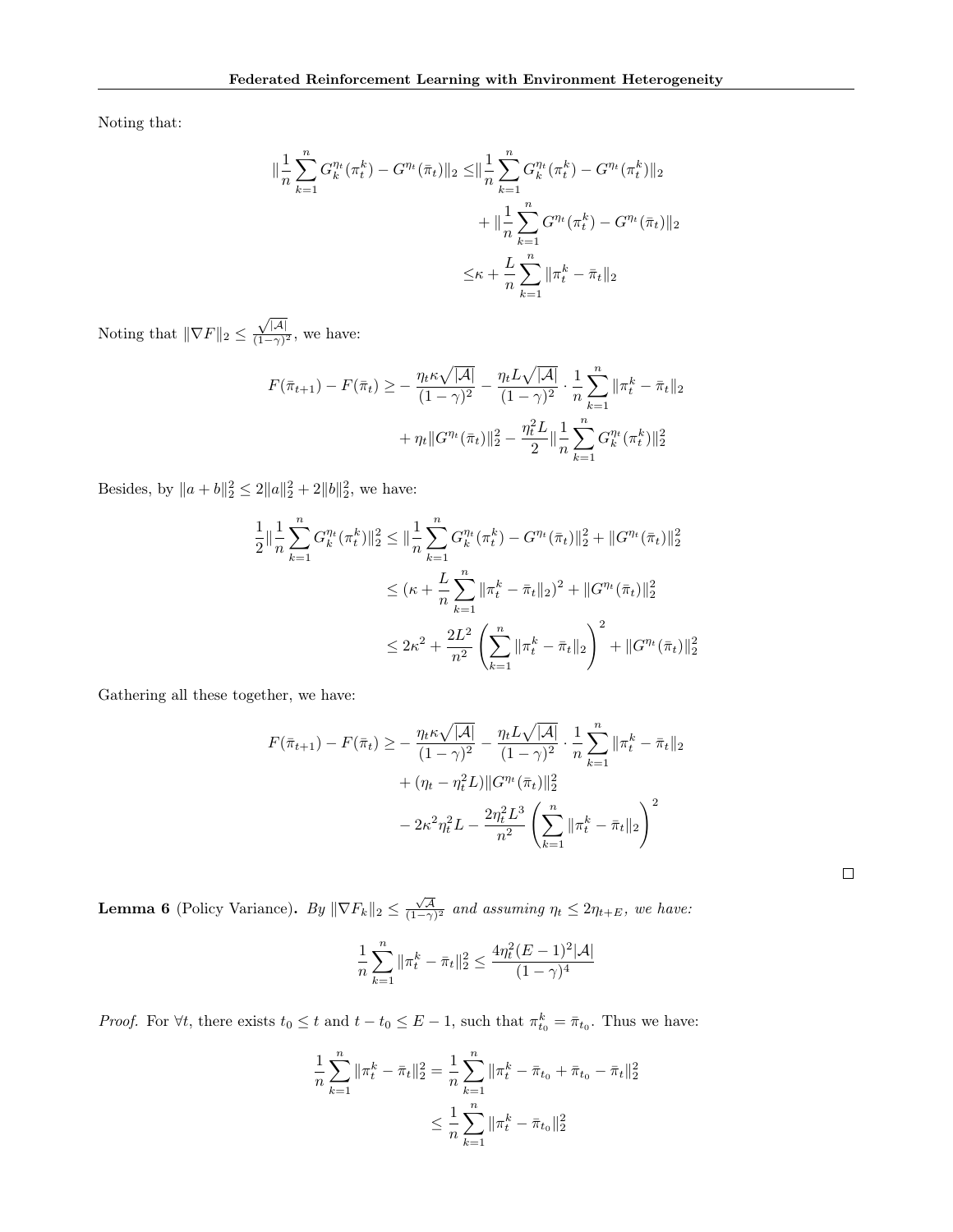Noting that:

$$
\begin{aligned}
\|\frac{1}{n}\sum_{k=1}^{n} G_k^{\eta_t}(\pi_t^k) - G^{\eta_t}(\bar{\pi}_t)\|_2 \leq& \|\frac{1}{n}\sum_{k=1}^{n} G_k^{\eta_t}(\pi_t^k) - G^{\eta_t}(\pi_t^k)\|_2 \\
&+ \|\frac{1}{n}\sum_{k=1}^{n} G^{\eta_t}(\pi_t^k) - G^{\eta_t}(\bar{\pi}_t)\|_2 \\
\leq& \kappa + \frac{L}{n}\sum_{k=1}^{n} \|\pi_t^k - \bar{\pi}_t\|_2
\end{aligned}
$$

Noting that $\|\nabla F\|_2 \leq \frac{\sqrt{|\mathcal{A}|}}{(1-\gamma)^2}$, we have:

$$
\begin{aligned}
F(\bar{\pi}_{t+1}) - F(\bar{\pi}_t) \geq& -\frac{\eta_t \kappa \sqrt{|\mathcal{A}|}}{(1-\gamma)^2} - \frac{\eta_t L \sqrt{|\mathcal{A}|}}{(1-\gamma)^2} \cdot \frac{1}{n}\sum_{k=1}^{n} \|\pi_t^k - \bar{\pi}_t\|_2 \\
&+ \eta_t \|G^{\eta_t}(\bar{\pi}_t)\|_2^2 - \frac{\eta_t^2 L}{2}\|\frac{1}{n}\sum_{k=1}^{n} G_k^{\eta_t}(\pi_t^k)\|_2^2
\end{aligned}
$$

Besides, by $\|a+b\|_2^2 \leq 2\|a\|_2^2 + 2\|b\|_2^2$, we have:

$$
\begin{aligned}
\frac{1}{2}\|\frac{1}{n}\sum_{k=1}^{n} G_k^{\eta_t}(\pi_t^k)\|_2^2 \leq& \|\frac{1}{n}\sum_{k=1}^{n} G_k^{\eta_t}(\pi_t^k) - G^{\eta_t}(\bar{\pi}_t)\|_2^2 + \|G^{\eta_t}(\bar{\pi}_t)\|_2^2 \\
\leq& (\kappa + \frac{L}{n}\sum_{k=1}^{n} \|\pi_t^k - \bar{\pi}_t\|_2)^2 + \|G^{\eta_t}(\bar{\pi}_t)\|_2^2 \\
\leq& 2\kappa^2 + \frac{2L^2}{n^2}\left(\sum_{k=1}^{n} \|\pi_t^k - \bar{\pi}_t\|_2\right)^2 + \|G^{\eta_t}(\bar{\pi}_t)\|_2^2
\end{aligned}
$$

Gathering all these together, we have:

$$
\begin{aligned}
F(\bar{\pi}_{t+1}) - F(\bar{\pi}_t) \geq& -\frac{\eta_t \kappa \sqrt{|\mathcal{A}|}}{(1-\gamma)^2} - \frac{\eta_t L \sqrt{|\mathcal{A}|}}{(1-\gamma)^2} \cdot \frac{1}{n}\sum_{k=1}^{n} \|\pi_t^k - \bar{\pi}_t\|_2 \\
&+ (\eta_t - \eta_t^2 L)\|G^{\eta_t}(\bar{\pi}_t)\|_2^2 \\
&- 2\kappa^2 \eta_t^2 L - \frac{2\eta_t^2 L^3}{n^2}\left(\sum_{k=1}^{n} \|\pi_t^k - \bar{\pi}_t\|_2\right)^2
\end{aligned}
$$

□

**Lemma 6** (Policy Variance). *By $\|\nabla F_k\|_2 \leq \frac{\sqrt{\mathcal{A}}}{(1-\gamma)^2}$ and assuming $\eta_t \leq 2\eta_{t+E}$, we have:*

$$
\frac{1}{n}\sum_{k=1}^{n} \|\pi_t^k - \bar{\pi}_t\|_2^2 \leq \frac{4\eta_t^2 (E-1)^2 |\mathcal{A}|}{(1-\gamma)^4}
$$

*Proof.* For $\forall t$, there exists $t_0 \leq t$ and $t - t_0 \leq E - 1$, such that $\pi_{t_0}^k = \bar{\pi}_{t_0}$. Thus we have:

$$
\begin{aligned}
\frac{1}{n}\sum_{k=1}^{n} \|\pi_t^k - \bar{\pi}_t\|_2^2 =& \frac{1}{n}\sum_{k=1}^{n} \|\pi_t^k - \bar{\pi}_{t_0} + \bar{\pi}_{t_0} - \bar{\pi}_t\|_2^2 \\
\leq& \frac{1}{n}\sum_{k=1}^{n} \|\pi_t^k - \bar{\pi}_{t_0}\|_2^2
\end{aligned}
$$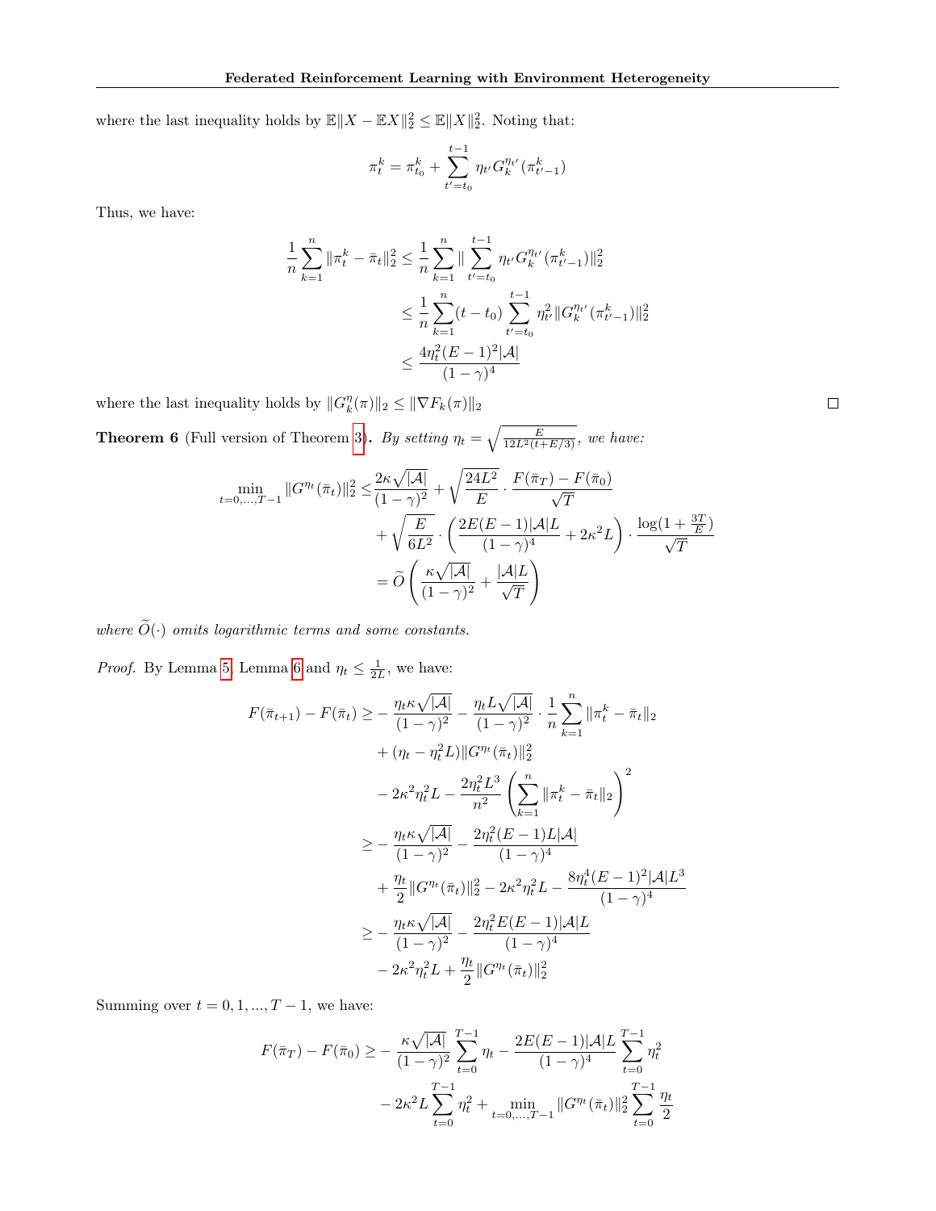where the last inequality holds by $\mathbb{E}\|X - \mathbb{E}X\|_2^2 \leq \mathbb{E}\|X\|_2^2$. Noting that:

$$\pi_t^k = \pi_{t_0}^k + \sum_{t'=t_0}^{t-1} \eta_{t'} G_k^{\eta_{t'}}(\pi_{t'-1}^k)$$

Thus, we have:

$$\begin{aligned}
\frac{1}{n}\sum_{k=1}^n \|\pi_t^k - \bar{\pi}_t\|_2^2 &\leq \frac{1}{n}\sum_{k=1}^n \|\sum_{t'=t_0}^{t-1} \eta_{t'} G_k^{\eta_{t'}}(\pi_{t'-1}^k)\|_2^2 \\
&\leq \frac{1}{n}\sum_{k=1}^n (t - t_0) \sum_{t'=t_0}^{t-1} \eta_{t'}^2 \|G_k^{\eta_{t'}}(\pi_{t'-1}^k)\|_2^2 \\
&\leq \frac{4\eta_t^2 (E-1)^2 |\mathcal{A}|}{(1-\gamma)^4}
\end{aligned}$$

where the last inequality holds by $\|G_k^\eta(\pi)\|_2 \leq \|\nabla F_k(\pi)\|_2$ □

**Theorem 6** (Full version of Theorem 3)**.** *By setting $\eta_t = \sqrt{\frac{E}{12L^2(t+E/3)}}$, we have:*

$$\begin{aligned}
\min_{t=0,\dots,T-1} \|G^{\eta_t}(\bar{\pi}_t)\|_2^2 \leq & \frac{2\kappa\sqrt{|\mathcal{A}|}}{(1-\gamma)^2} + \sqrt{\frac{24L^2}{E}} \cdot \frac{F(\bar{\pi}_T) - F(\bar{\pi}_0)}{\sqrt{T}} \\
& + \sqrt{\frac{E}{6L^2}} \cdot \left( \frac{2E(E-1)|\mathcal{A}|L}{(1-\gamma)^4} + 2\kappa^2 L \right) \cdot \frac{\log(1+\frac{3T}{E})}{\sqrt{T}} \\
= & \widetilde{O}\left( \frac{\kappa\sqrt{|\mathcal{A}|}}{(1-\gamma)^2} + \frac{|\mathcal{A}|L}{\sqrt{T}} \right)
\end{aligned}$$

*where $\widetilde{O}(\cdot)$ omits logarithmic terms and some constants.*

*Proof.* By Lemma 5, Lemma 6 and $\eta_t \leq \frac{1}{2L}$, we have:

$$\begin{aligned}
F(\bar{\pi}_{t+1}) - F(\bar{\pi}_t) \geq & -\frac{\eta_t \kappa\sqrt{|\mathcal{A}|}}{(1-\gamma)^2} - \frac{\eta_t L\sqrt{|\mathcal{A}|}}{(1-\gamma)^2} \cdot \frac{1}{n}\sum_{k=1}^n \|\pi_t^k - \bar{\pi}_t\|_2 \\
& + (\eta_t - \eta_t^2 L)\|G^{\eta_t}(\bar{\pi}_t)\|_2^2 \\
& - 2\kappa^2\eta_t^2 L - \frac{2\eta_t^2 L^3}{n^2}\left( \sum_{k=1}^n \|\pi_t^k - \bar{\pi}_t\|_2 \right)^2 \\
\geq & -\frac{\eta_t \kappa\sqrt{|\mathcal{A}|}}{(1-\gamma)^2} - \frac{2\eta_t^2 (E-1)L|\mathcal{A}|}{(1-\gamma)^4} \\
& + \frac{\eta_t}{2}\|G^{\eta_t}(\bar{\pi}_t)\|_2^2 - 2\kappa^2\eta_t^2 L - \frac{8\eta_t^4 (E-1)^2|\mathcal{A}|L^3}{(1-\gamma)^4} \\
\geq & -\frac{\eta_t \kappa\sqrt{|\mathcal{A}|}}{(1-\gamma)^2} - \frac{2\eta_t^2 E(E-1)|\mathcal{A}|L}{(1-\gamma)^4} \\
& - 2\kappa^2\eta_t^2 L + \frac{\eta_t}{2}\|G^{\eta_t}(\bar{\pi}_t)\|_2^2
\end{aligned}$$

Summing over $t = 0, 1, ..., T-1$, we have:

$$\begin{aligned}
F(\bar{\pi}_T) - F(\bar{\pi}_0) \geq & -\frac{\kappa\sqrt{|\mathcal{A}|}}{(1-\gamma)^2}\sum_{t=0}^{T-1}\eta_t - \frac{2E(E-1)|\mathcal{A}|L}{(1-\gamma)^4}\sum_{t=0}^{T-1}\eta_t^2 \\
& - 2\kappa^2 L\sum_{t=0}^{T-1}\eta_t^2 + \min_{t=0,\dots,T-1}\|G^{\eta_t}(\bar{\pi}_t)\|_2^2 \sum_{t=0}^{T-1}\frac{\eta_t}{2}
\end{aligned}$$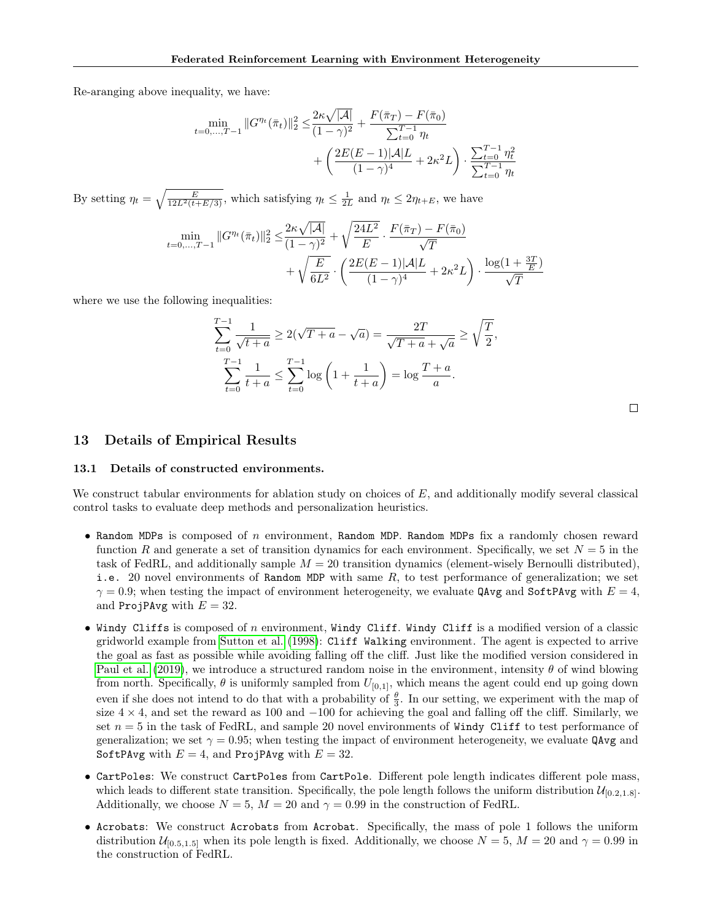Re-aranging above inequality, we have:

$$
\begin{aligned}
\min_{t=0,\ldots,T-1} \|G^{\eta_t}(\bar{\pi}_t)\|_2^2 \leq & \frac{2\kappa\sqrt{|\mathcal{A}|}}{(1-\gamma)^2} + \frac{F(\bar{\pi}_T) - F(\bar{\pi}_0)}{\sum_{t=0}^{T-1} \eta_t} \\
& + \left( \frac{2E(E-1)|\mathcal{A}|L}{(1-\gamma)^4} + 2\kappa^2 L \right) \cdot \frac{\sum_{t=0}^{T-1} \eta_t^2}{\sum_{t=0}^{T-1} \eta_t}
\end{aligned}
$$

By setting $\eta_t = \sqrt{\frac{E}{12L^2(t+E/3)}}$, which satisfying $\eta_t \leq \frac{1}{2L}$ and $\eta_t \leq 2\eta_{t+E}$, we have

$$
\begin{aligned}
\min_{t=0,\ldots,T-1} \|G^{\eta_t}(\bar{\pi}_t)\|_2^2 \leq & \frac{2\kappa\sqrt{|\mathcal{A}|}}{(1-\gamma)^2} + \sqrt{\frac{24L^2}{E}} \cdot \frac{F(\bar{\pi}_T) - F(\bar{\pi}_0)}{\sqrt{T}} \\
& + \sqrt{\frac{E}{6L^2}} \cdot \left( \frac{2E(E-1)|\mathcal{A}|L}{(1-\gamma)^4} + 2\kappa^2 L \right) \cdot \frac{\log(1+\frac{3T}{E})}{\sqrt{T}}
\end{aligned}
$$

where we use the following inequalities:

$$
\begin{aligned}
\sum_{t=0}^{T-1} \frac{1}{\sqrt{t+a}} &\geq 2(\sqrt{T+a} - \sqrt{a}) = \frac{2T}{\sqrt{T+a}+\sqrt{a}} \geq \sqrt{\frac{T}{2}}, \\
\sum_{t=0}^{T-1} \frac{1}{t+a} &\leq \sum_{t=0}^{T-1} \log\left(1 + \frac{1}{t+a}\right) = \log\frac{T+a}{a}.
\end{aligned}
$$

□

## 13 Details of Empirical Results

### 13.1 Details of constructed environments.

We construct tabular environments for ablation study on choices of $E$, and additionally modify several classical control tasks to evaluate deep methods and personalization heuristics.

- `Random MDPs` is composed of $n$ environment, `Random MDP`. `Random MDPs` fix a randomly chosen reward function $R$ and generate a set of transition dynamics for each environment. Specifically, we set $N = 5$ in the task of FedRL, and additionally sample $M = 20$ transition dynamics (element-wisely Bernoulli distributed), `i.e.` 20 novel environments of `Random MDP` with same $R$, to test performance of generalization; we set $\gamma = 0.9$; when testing the impact of environment heterogeneity, we evaluate `QAvg` and `SoftPAvg` with $E = 4$, and `ProjPAvg` with $E = 32$.

- `Windy Cliffs` is composed of $n$ environment, `Windy Cliff`. `Windy Cliff` is a modified version of a classic gridworld example from Sutton et al. (1998): `Cliff Walking` environment. The agent is expected to arrive the goal as fast as possible while avoiding falling off the cliff. Just like the modified version considered in Paul et al. (2019), we introduce a structured random noise in the environment, intensity $\theta$ of wind blowing from north. Specifically, $\theta$ is uniformly sampled from $U_{[0,1]}$, which means the agent could end up going down even if she does not intend to do that with a probability of $\frac{\theta}{3}$. In our setting, we experiment with the map of size $4 \times 4$, and set the reward as 100 and $-100$ for achieving the goal and falling off the cliff. Similarly, we set $n = 5$ in the task of FedRL, and sample 20 novel environments of `Windy Cliff` to test performance of generalization; we set $\gamma = 0.95$; when testing the impact of environment heterogeneity, we evaluate `QAvg` and `SoftPAvg` with $E = 4$, and `ProjPAvg` with $E = 32$.

- `CartPoles`: We construct `CartPoles` from `CartPole`. Different pole length indicates different pole mass, which leads to different state transition. Specifically, the pole length follows the uniform distribution $\mathcal{U}_{[0.2,1.8]}$. Additionally, we choose $N = 5$, $M = 20$ and $\gamma = 0.99$ in the construction of FedRL.

- `Acrobats`: We construct `Acrobats` from `Acrobat`. Specifically, the mass of pole 1 follows the uniform distribution $\mathcal{U}_{[0.5,1.5]}$ when its pole length is fixed. Additionally, we choose $N = 5$, $M = 20$ and $\gamma = 0.99$ in the construction of FedRL.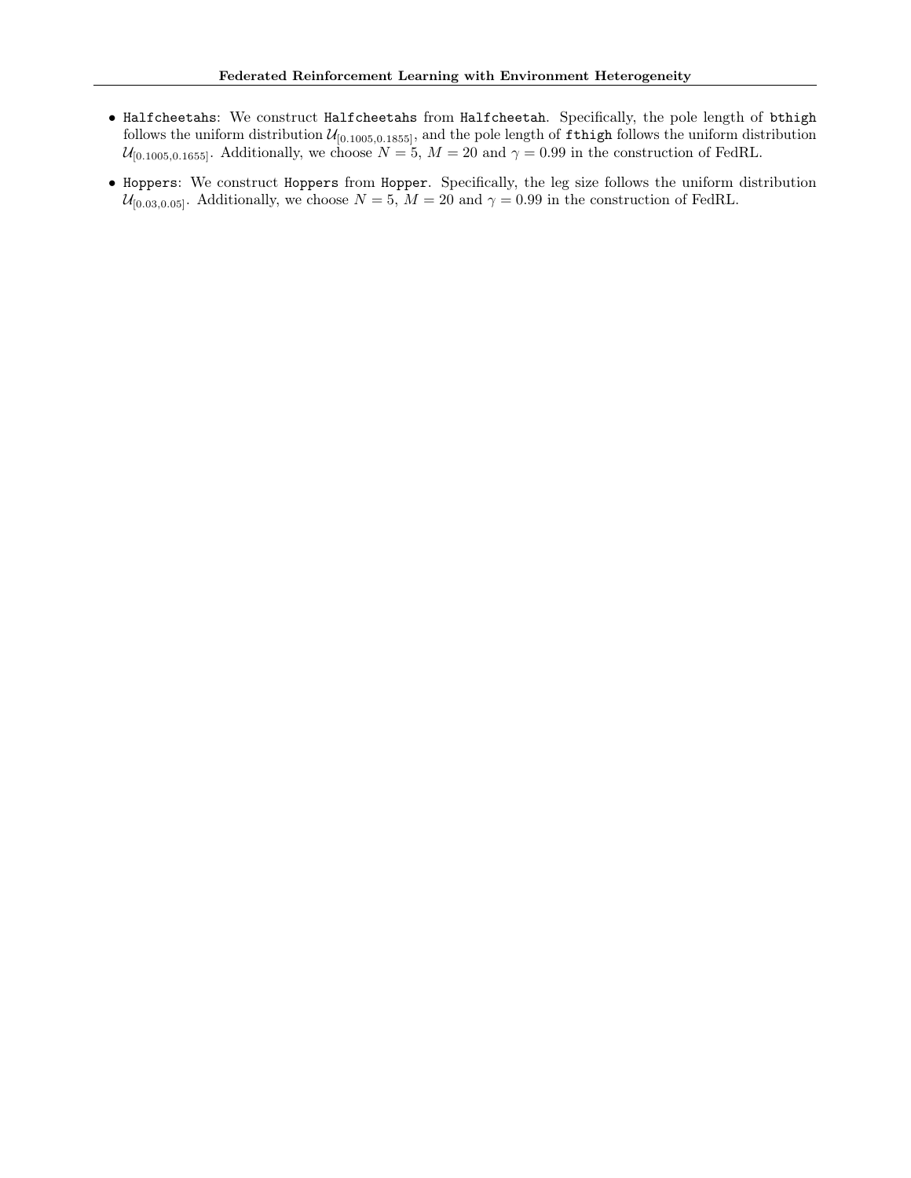- `Halfcheetahs`: We construct `Halfcheetahs` from `Halfcheetah`. Specifically, the pole length of `bthigh` follows the uniform distribution $\mathcal{U}_{[0.1005,0.1855]}$, and the pole length of `fthigh` follows the uniform distribution $\mathcal{U}_{[0.1005,0.1655]}$. Additionally, we choose $N = 5$, $M = 20$ and $\gamma = 0.99$ in the construction of FedRL.
- `Hoppers`: We construct `Hoppers` from `Hopper`. Specifically, the leg size follows the uniform distribution $\mathcal{U}_{[0.03,0.05]}$. Additionally, we choose $N = 5$, $M = 20$ and $\gamma = 0.99$ in the construction of FedRL.